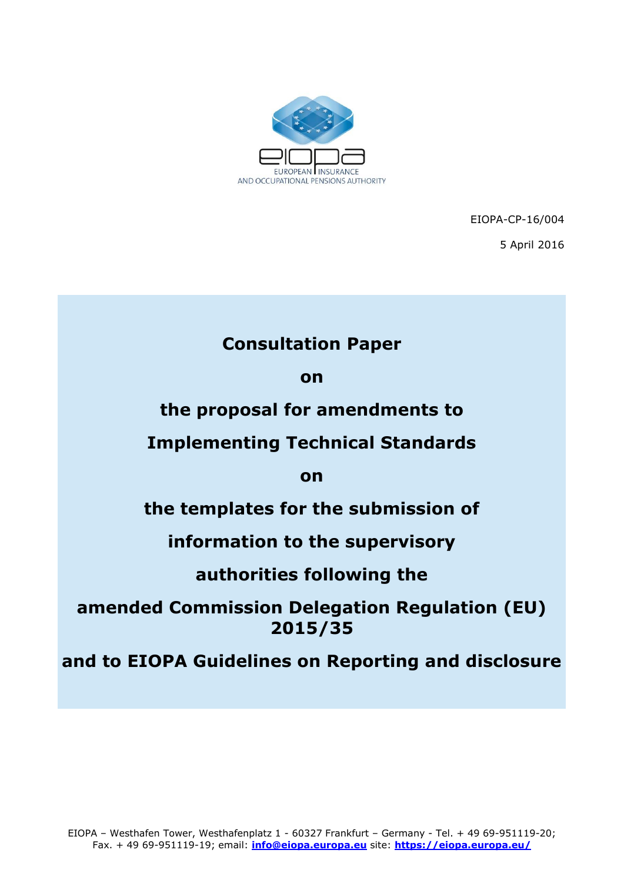EIOPA-CP-16/004

5 April 2016

# Consultation Paper

# on

# the proposal for amendments to

# Implementing Technical Standards

# on

# the templates for the submission of

# information to the supervisory

# authorities following the

# amended Commission Delegation Regulation (EU) 2015/35

# and to EIOPA Guidelines on Reporting and disclosure

EIOPA – Westhafen Tower, Westhafenplatz 1 - 60327 Frankfurt – Germany - Tel. + 49 69-951119-20; Fax. + 49 69-951119-19; email: **info@eiopa.europa.eu** site: **https://eiopa.europa.eu/**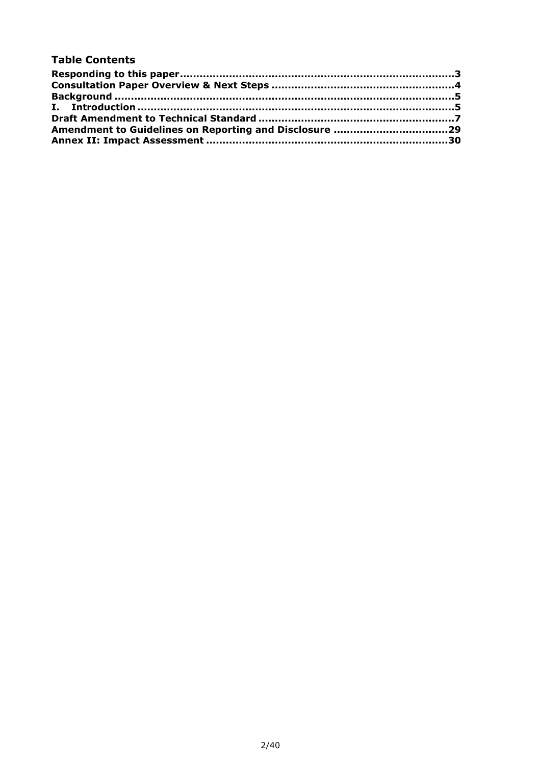## Table Contents

**Responding to this paper....................................................................................3**
**Consultation Paper Overview & Next Steps .......................................................4**
**Background ........................................................................................................5**
**I. Introduction .................................................................................................5**
**Draft Amendment to Technical Standard ............................................................7**
**Amendment to Guidelines on Reporting and Disclosure ...................................29**
**Annex II: Impact Assessment .........................................................................30**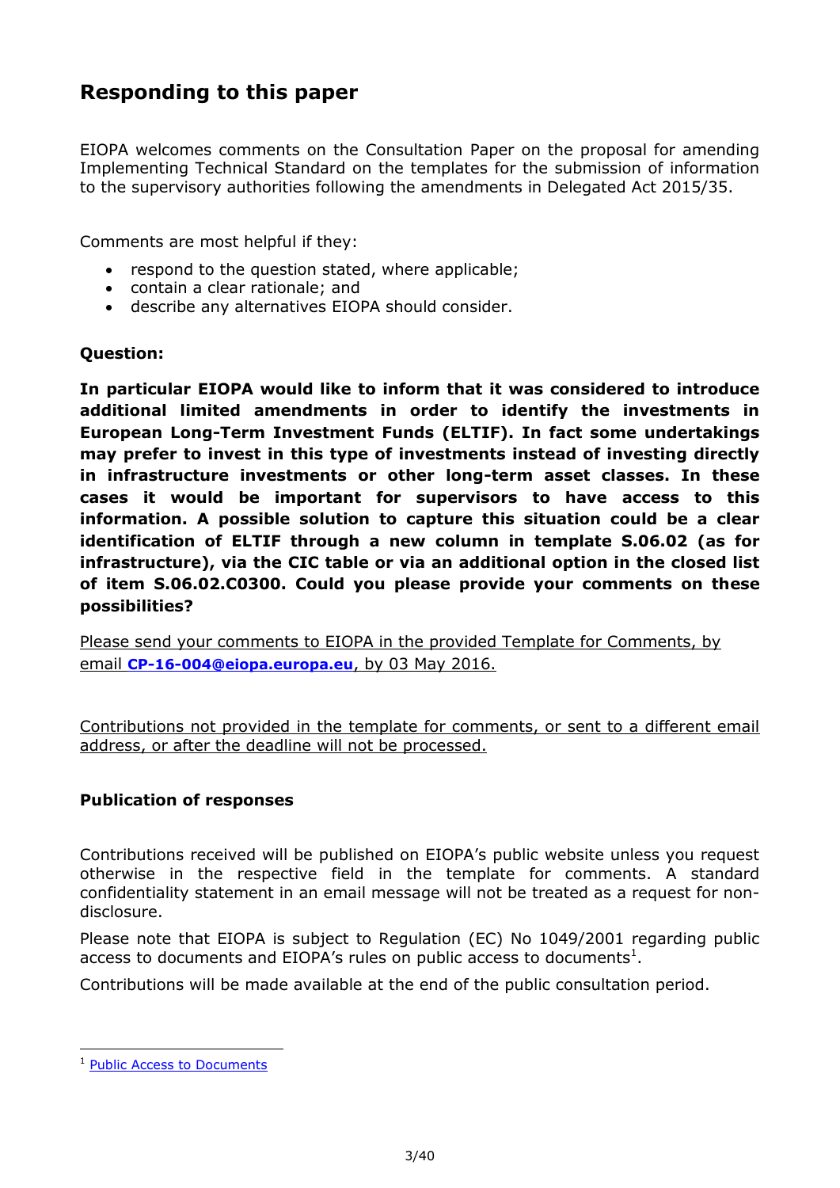# Responding to this paper

EIOPA welcomes comments on the Consultation Paper on the proposal for amending Implementing Technical Standard on the templates for the submission of information to the supervisory authorities following the amendments in Delegated Act 2015/35.

Comments are most helpful if they:

- respond to the question stated, where applicable;
- contain a clear rationale; and
- describe any alternatives EIOPA should consider.

**Question:**

**In particular EIOPA would like to inform that it was considered to introduce additional limited amendments in order to identify the investments in European Long-Term Investment Funds (ELTIF). In fact some undertakings may prefer to invest in this type of investments instead of investing directly in infrastructure investments or other long-term asset classes. In these cases it would be important for supervisors to have access to this information. A possible solution to capture this situation could be a clear identification of ELTIF through a new column in template S.06.02 (as for infrastructure), via the CIC table or via an additional option in the closed list of item S.06.02.C0300. Could you please provide your comments on these possibilities?**

Please send your comments to EIOPA in the provided Template for Comments, by email **CP-16-004@eiopa.europa.eu**, by 03 May 2016.

Contributions not provided in the template for comments, or sent to a different email address, or after the deadline will not be processed.

### Publication of responses

Contributions received will be published on EIOPA's public website unless you request otherwise in the respective field in the template for comments. A standard confidentiality statement in an email message will not be treated as a request for non-disclosure.

Please note that EIOPA is subject to Regulation (EC) No 1049/2001 regarding public access to documents and EIOPA's rules on public access to documents[1].

Contributions will be made available at the end of the public consultation period.

[1] Public Access to Documents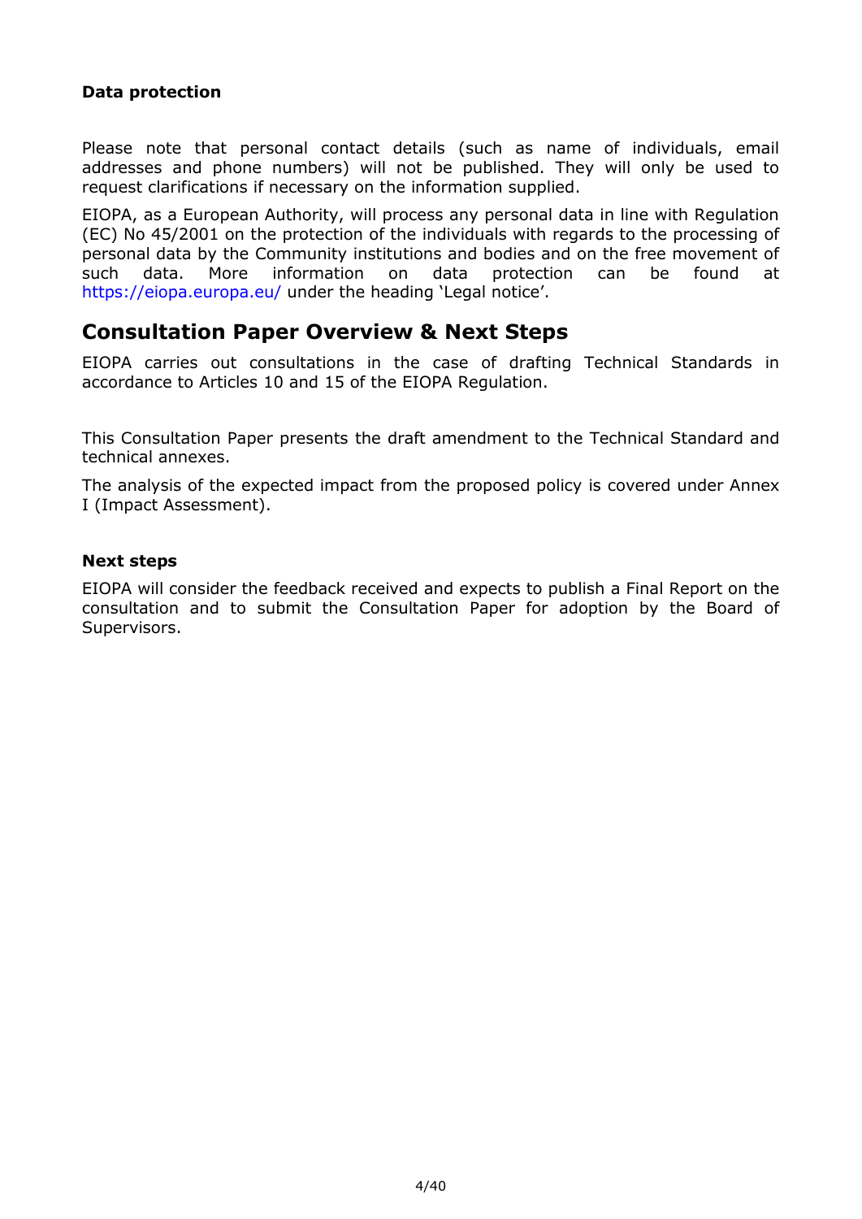**Data protection**

Please note that personal contact details (such as name of individuals, email addresses and phone numbers) will not be published. They will only be used to request clarifications if necessary on the information supplied.

EIOPA, as a European Authority, will process any personal data in line with Regulation (EC) No 45/2001 on the protection of the individuals with regards to the processing of personal data by the Community institutions and bodies and on the free movement of such data. More information on data protection can be found at https://eiopa.europa.eu/ under the heading 'Legal notice'.

## Consultation Paper Overview & Next Steps

EIOPA carries out consultations in the case of drafting Technical Standards in accordance to Articles 10 and 15 of the EIOPA Regulation.

This Consultation Paper presents the draft amendment to the Technical Standard and technical annexes.

The analysis of the expected impact from the proposed policy is covered under Annex I (Impact Assessment).

**Next steps**

EIOPA will consider the feedback received and expects to publish a Final Report on the consultation and to submit the Consultation Paper for adoption by the Board of Supervisors.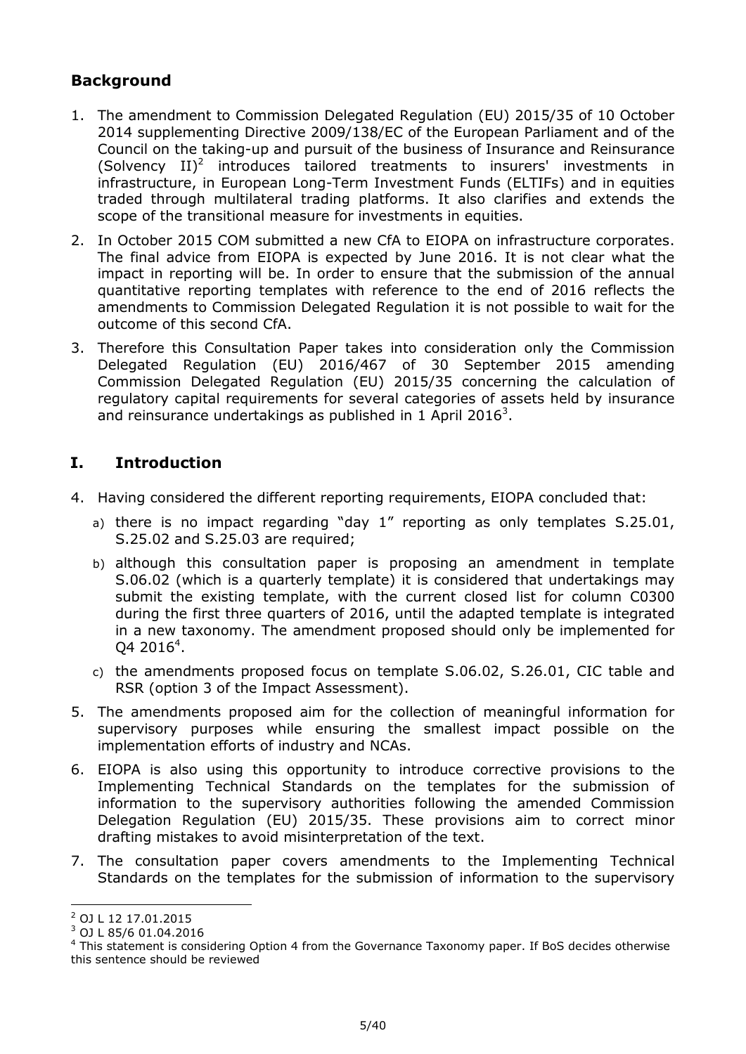## Background

1. The amendment to Commission Delegated Regulation (EU) 2015/35 of 10 October 2014 supplementing Directive 2009/138/EC of the European Parliament and of the Council on the taking-up and pursuit of the business of Insurance and Reinsurance (Solvency II)[2] introduces tailored treatments to insurers' investments in infrastructure, in European Long-Term Investment Funds (ELTIFs) and in equities traded through multilateral trading platforms. It also clarifies and extends the scope of the transitional measure for investments in equities.
2. In October 2015 COM submitted a new CfA to EIOPA on infrastructure corporates. The final advice from EIOPA is expected by June 2016. It is not clear what the impact in reporting will be. In order to ensure that the submission of the annual quantitative reporting templates with reference to the end of 2016 reflects the amendments to Commission Delegated Regulation it is not possible to wait for the outcome of this second CfA.
3. Therefore this Consultation Paper takes into consideration only the Commission Delegated Regulation (EU) 2016/467 of 30 September 2015 amending Commission Delegated Regulation (EU) 2015/35 concerning the calculation of regulatory capital requirements for several categories of assets held by insurance and reinsurance undertakings as published in 1 April 2016[3].

## I. Introduction

4. Having considered the different reporting requirements, EIOPA concluded that:
   a) there is no impact regarding "day 1" reporting as only templates S.25.01, S.25.02 and S.25.03 are required;
   b) although this consultation paper is proposing an amendment in template S.06.02 (which is a quarterly template) it is considered that undertakings may submit the existing template, with the current closed list for column C0300 during the first three quarters of 2016, until the adapted template is integrated in a new taxonomy. The amendment proposed should only be implemented for Q4 2016[4].
   c) the amendments proposed focus on template S.06.02, S.26.01, CIC table and RSR (option 3 of the Impact Assessment).
5. The amendments proposed aim for the collection of meaningful information for supervisory purposes while ensuring the smallest impact possible on the implementation efforts of industry and NCAs.
6. EIOPA is also using this opportunity to introduce corrective provisions to the Implementing Technical Standards on the templates for the submission of information to the supervisory authorities following the amended Commission Delegation Regulation (EU) 2015/35. These provisions aim to correct minor drafting mistakes to avoid misinterpretation of the text.
7. The consultation paper covers amendments to the Implementing Technical Standards on the templates for the submission of information to the supervisory

---

[2] OJ L 12 17.01.2015

[3] OJ L 85/6 01.04.2016

[4] This statement is considering Option 4 from the Governance Taxonomy paper. If BoS decides otherwise this sentence should be reviewed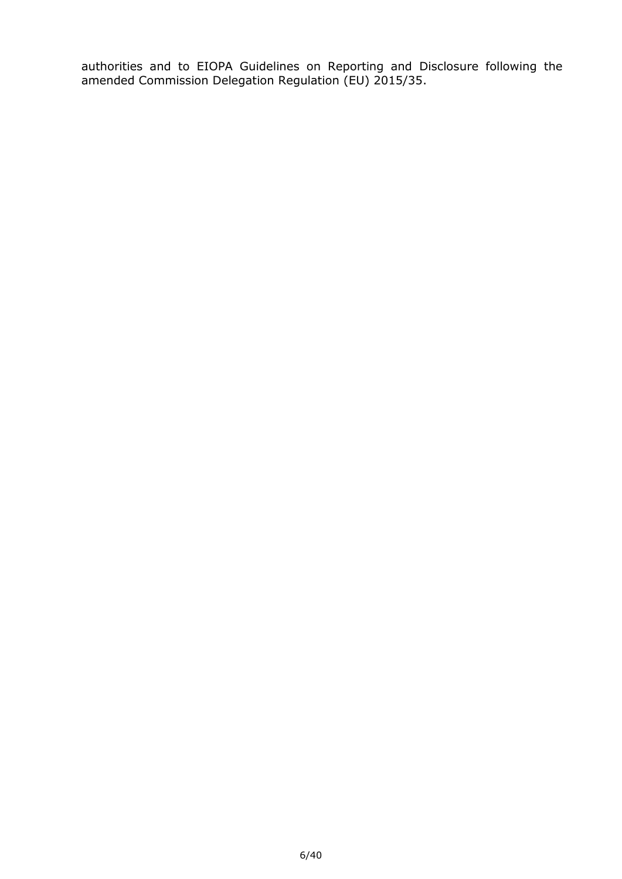authorities and to EIOPA Guidelines on Reporting and Disclosure following the amended Commission Delegation Regulation (EU) 2015/35.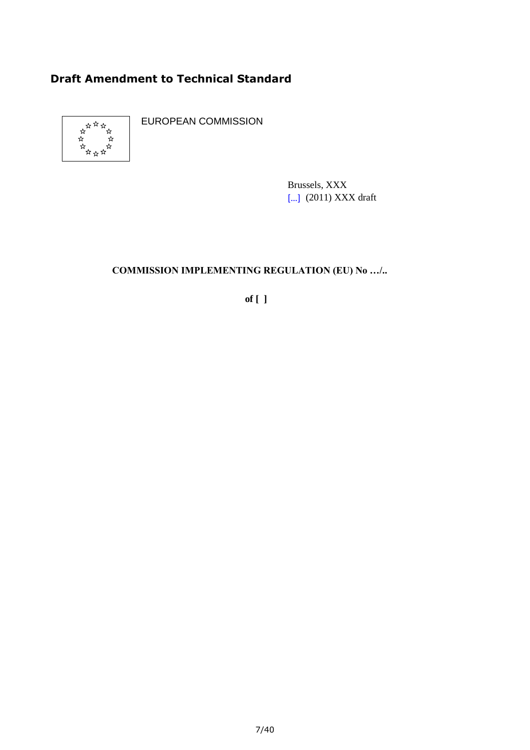## Draft Amendment to Technical Standard

EUROPEAN COMMISSION

Brussels, XXX
[...] (2011) XXX draft

**COMMISSION IMPLEMENTING REGULATION (EU) No …/..**

**of [ ]**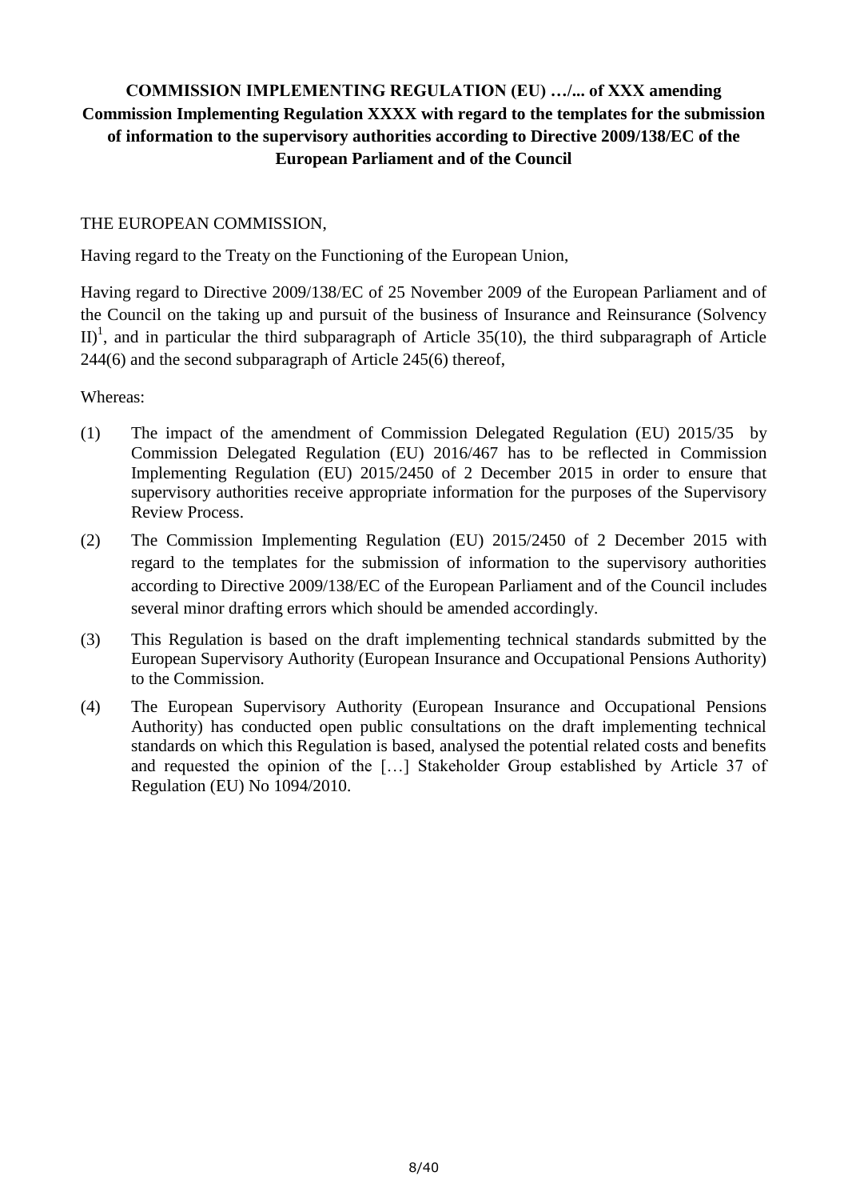**COMMISSION IMPLEMENTING REGULATION (EU) …/... of XXX amending Commission Implementing Regulation XXXX with regard to the templates for the submission of information to the supervisory authorities according to Directive 2009/138/EC of the European Parliament and of the Council**

THE EUROPEAN COMMISSION,

Having regard to the Treaty on the Functioning of the European Union,

Having regard to Directive 2009/138/EC of 25 November 2009 of the European Parliament and of the Council on the taking up and pursuit of the business of Insurance and Reinsurance (Solvency II)[1], and in particular the third subparagraph of Article 35(10), the third subparagraph of Article 244(6) and the second subparagraph of Article 245(6) thereof,

Whereas:

(1) The impact of the amendment of Commission Delegated Regulation (EU) 2015/35 by Commission Delegated Regulation (EU) 2016/467 has to be reflected in Commission Implementing Regulation (EU) 2015/2450 of 2 December 2015 in order to ensure that supervisory authorities receive appropriate information for the purposes of the Supervisory Review Process.

(2) The Commission Implementing Regulation (EU) 2015/2450 of 2 December 2015 with regard to the templates for the submission of information to the supervisory authorities according to Directive 2009/138/EC of the European Parliament and of the Council includes several minor drafting errors which should be amended accordingly.

(3) This Regulation is based on the draft implementing technical standards submitted by the European Supervisory Authority (European Insurance and Occupational Pensions Authority) to the Commission.

(4) The European Supervisory Authority (European Insurance and Occupational Pensions Authority) has conducted open public consultations on the draft implementing technical standards on which this Regulation is based, analysed the potential related costs and benefits and requested the opinion of the […] Stakeholder Group established by Article 37 of Regulation (EU) No 1094/2010.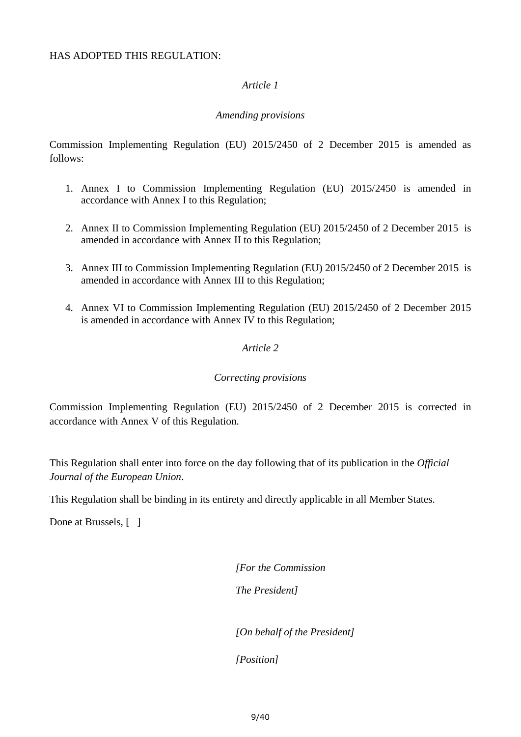HAS ADOPTED THIS REGULATION:

*Article 1*

*Amending provisions*

Commission Implementing Regulation (EU) 2015/2450 of 2 December 2015 is amended as follows:

1. Annex I to Commission Implementing Regulation (EU) 2015/2450 is amended in accordance with Annex I to this Regulation;

2. Annex II to Commission Implementing Regulation (EU) 2015/2450 of 2 December 2015 is amended in accordance with Annex II to this Regulation;

3. Annex III to Commission Implementing Regulation (EU) 2015/2450 of 2 December 2015 is amended in accordance with Annex III to this Regulation;

4. Annex VI to Commission Implementing Regulation (EU) 2015/2450 of 2 December 2015 is amended in accordance with Annex IV to this Regulation;

*Article 2*

*Correcting provisions*

Commission Implementing Regulation (EU) 2015/2450 of 2 December 2015 is corrected in accordance with Annex V of this Regulation.

This Regulation shall enter into force on the day following that of its publication in the *Official Journal of the European Union*.

This Regulation shall be binding in its entirety and directly applicable in all Member States.

Done at Brussels, [ ]

*[For the Commission*

*The President]*

*[On behalf of the President]*

*[Position]*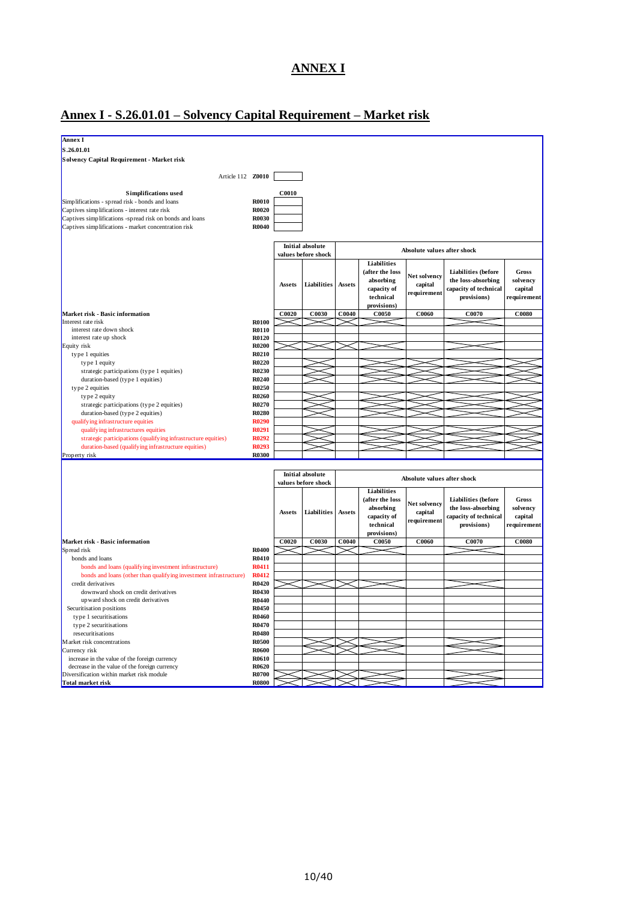# ANNEX I

## Annex I - S.26.01.01 – Solvency Capital Requirement – Market risk

**Annex I**

**S.26.01.01**

**Solvency Capital Requirement - Market risk**

| | | |
|---|---|---|
| Article 112 | **Z0010** | |

| **Simplifications used** | | **C0010** |
|---|---|---|
| Simplifications - spread risk - bonds and loans | **R0010** | |
| Captives simplifications - interest rate risk | **R0020** | |
| Captives simplifications -spread risk on bonds and loans | **R0030** | |
| Captives simplifications - market concentration risk | **R0040** | |

| | | Initial absolute values before shock | | Absolute values after shock | | | | |
|---|---|---|---|---|---|---|---|---|
| | | Assets | Liabilities | Assets | Liabilities (after the loss absorbing capacity of technical provisions) | Net solvency capital requirement | Liabilities (before the loss-absorbing capacity of technical provisions) | Gross solvency capital requirement |
| **Market risk - Basic information** | | **C0020** | **C0030** | **C0040** | **C0050** | **C0060** | **C0070** | **C0080** |
| Interest rate risk | **R0100** | X | X | X | X | | X | |
| interest rate down shock | **R0110** | | | | | | | |
| interest rate up shock | **R0120** | | | | | | | |
| Equity risk | **R0200** | X | X | X | X | | X | |
| type 1 equities | **R0210** | | | | | | | |
| type 1 equity | **R0220** | | X | | X | X | X | X |
| strategic participations (type 1 equities) | **R0230** | | X | | X | X | X | X |
| duration-based (type 1 equities) | **R0240** | | X | | X | X | X | X |
| type 2 equities | **R0250** | | | | | | | |
| type 2 equity | **R0260** | | X | | X | X | X | X |
| strategic participations (type 2 equities) | **R0270** | | X | | X | X | X | X |
| duration-based (type 2 equities) | **R0280** | | X | | X | X | X | X |
| qualifying infrastructure equities | **R0290** | | | | | | | |
| qualifying infrastructures equities | **R0291** | | X | | X | X | X | X |
| strategic participations (qualifying infrastructure equities) | **R0292** | | X | | X | X | X | X |
| duration-based (qualifying infrastructure equities) | **R0293** | | X | | X | X | X | X |
| Property risk | **R0300** | | | | | | | |

| | | Initial absolute values before shock | | Absolute values after shock | | | | |
|---|---|---|---|---|---|---|---|---|
| | | Assets | Liabilities | Assets | Liabilities (after the loss absorbing capacity of technical provisions) | Net solvency capital requirement | Liabilities (before the loss-absorbing capacity of technical provisions) | Gross solvency capital requirement |
| **Market risk - Basic information** | | **C0020** | **C0030** | **C0040** | **C0050** | **C0060** | **C0070** | **C0080** |
| Spread risk | **R0400** | X | X | X | X | | X | |
| bonds and loans | **R0410** | | | | | | | |
| bonds and loans (qualifying investment infrastructure) | **R0411** | | | | | | | |
| bonds and loans (other than qualifying investment infrastructure) | **R0412** | | | | | | | |
| credit derivatives | **R0420** | X | X | X | X | | X | |
| downward shock on credit derivatives | **R0430** | | | | | | | |
| upward shock on credit derivatives | **R0440** | | | | | | | |
| Securitisation positions | **R0450** | | | | | | | |
| type 1 securitisations | **R0460** | | | | | | | |
| type 2 securitisations | **R0470** | | | | | | | |
| resecuritisations | **R0480** | | | | | | | |
| Market risk concentrations | **R0500** | | X | X | X | | X | |
| Currency risk | **R0600** | | X | X | X | | X | |
| increase in the value of the foreign currency | **R0610** | | | | | | | |
| decrease in the value of the foreign currency | **R0620** | | | | | | | |
| Diversification within market risk module | **R0700** | X | X | X | X | | X | |
| **Total market risk** | **R0800** | X | X | X | X | | X | |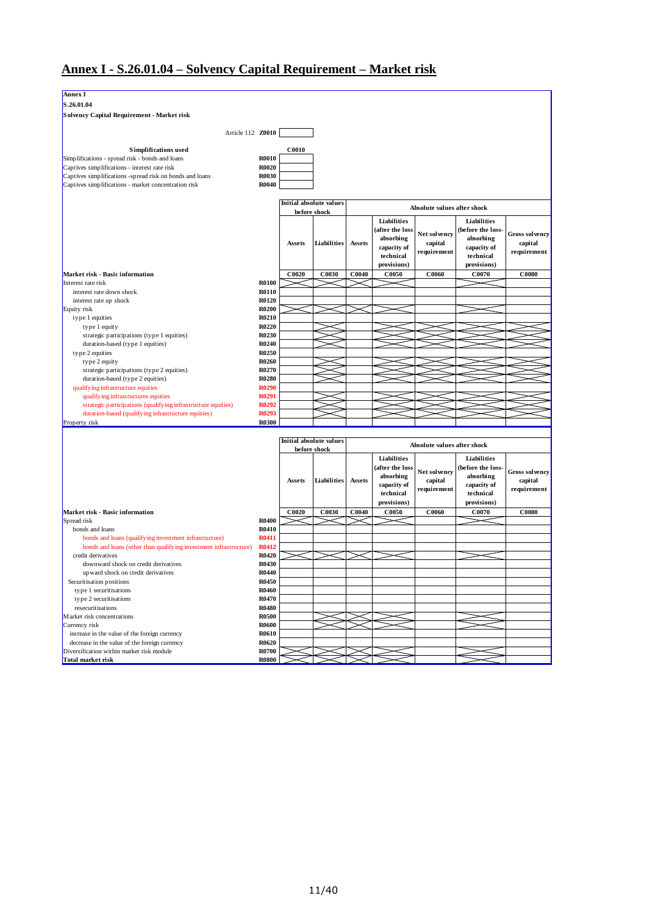# Annex I - S.26.01.04 – Solvency Capital Requirement – Market risk

**Annex I**

**S.26.01.04**

**Solvency Capital Requirement - Market risk**

| | | |
|---|---|---|
| Article 112 | Z0010 | |

| Simplifications used | | C0010 |
|---|---|---|
| Simplifications - spread risk - bonds and loans | R0010 | |
| Captives simplifications - interest rate risk | R0020 | |
| Captives simplifications -spread risk on bonds and loans | R0030 | |
| Captives simplifications - market concentration risk | R0040 | |

| | | Initial absolute values before shock | | Absolute values after shock | | | | |
|---|---|---|---|---|---|---|---|---|
| | | Assets | Liabilities | Assets | Liabilities (after the loss absorbing capacity of technical provisions) | Net solvency capital requirement | Liabilities (before the loss-absorbing capacity of technical provisions) | Gross solvency capital requirement |
| **Market risk - Basic information** | | C0020 | C0030 | C0040 | C0050 | C0060 | C0070 | C0080 |
| Interest rate risk | R0100 | | | | | | | |
| interest rate down shock | R0110 | | | | | | | |
| interest rate up shock | R0120 | | | | | | | |
| Equity risk | R0200 | | | | | | | |
| type 1 equities | R0210 | | | | | | | |
| type 1 equity | R0220 | | | | | | | |
| strategic participations (type 1 equities) | R0230 | | | | | | | |
| duration-based (type 1 equities) | R0240 | | | | | | | |
| type 2 equities | R0250 | | | | | | | |
| type 2 equity | R0260 | | | | | | | |
| strategic participations (type 2 equities) | R0270 | | | | | | | |
| duration-based (type 2 equities) | R0280 | | | | | | | |
| qualifying infrastructure equities | R0290 | | | | | | | |
| qualifying infrastructures equities | R0291 | | | | | | | |
| strategic participations (qualifying infrastructure equities) | R0292 | | | | | | | |
| duration-based (qualifying infrastructure equities) | R0293 | | | | | | | |
| Property risk | R0300 | | | | | | | |

| | | Initial absolute values before shock | | Absolute values after shock | | | | |
|---|---|---|---|---|---|---|---|---|
| | | Assets | Liabilities | Assets | Liabilities (after the loss absorbing capacity of technical provisions) | Net solvency capital requirement | Liabilities (before the loss-absorbing capacity of technical provisions) | Gross solvency capital requirement |
| **Market risk - Basic information** | | C0020 | C0030 | C0040 | C0050 | C0060 | C0070 | C0080 |
| Spread risk | R0400 | | | | | | | |
| bonds and loans | R0410 | | | | | | | |
| bonds and loans (qualifying investment infrastructure) | R0411 | | | | | | | |
| bonds and loans (other than qualifying investment infrastructure) | R0412 | | | | | | | |
| credit derivatives | R0420 | | | | | | | |
| downward shock on credit derivatives | R0430 | | | | | | | |
| upward shock on credit derivatives | R0440 | | | | | | | |
| Securitisation positions | R0450 | | | | | | | |
| type 1 securitisations | R0460 | | | | | | | |
| type 2 securitisations | R0470 | | | | | | | |
| resecuritisations | R0480 | | | | | | | |
| Market risk concentrations | R0500 | | | | | | | |
| Currency risk | R0600 | | | | | | | |
| increase in the value of the foreign currency | R0610 | | | | | | | |
| decrease in the value of the foreign currency | R0620 | | | | | | | |
| Diversification within market risk module | R0700 | | | | | | | |
| **Total market risk** | R0800 | | | | | | | |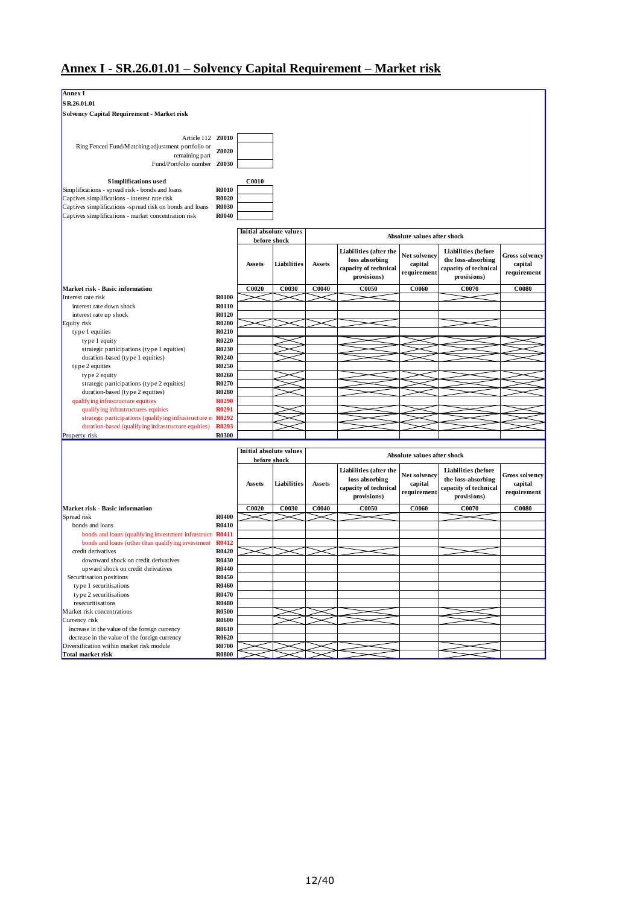# Annex I - SR.26.01.01 – Solvency Capital Requirement – Market risk

**Annex I**

**SR.26.01.01**

**Solvency Capital Requirement - Market risk**

| | | |
|---|---|---|
| Article 112 | Z0010 | |
| Ring Fenced Fund/Matching adjustment portfolio or remaining part | Z0020 | |
| Fund/Portfolio number | Z0030 | |

| Simplifications used | | C0010 |
|---|---|---|
| Simplifications - spread risk - bonds and loans | R0010 | |
| Captives simplifications - interest rate risk | R0020 | |
| Captives simplifications -spread risk on bonds and loans | R0030 | |
| Captives simplifications - market concentration risk | R0040 | |

| | | Initial absolute values before shock | | Absolute values after shock | | | | |
|---|---|---|---|---|---|---|---|---|
| | | Assets | Liabilities | Assets | Liabilities (after the loss absorbing capacity of technical provisions) | Net solvency capital requirement | Liabilities (before the loss-absorbing capacity of technical provisions) | Gross solvency capital requirement |
| **Market risk - Basic information** | | C0020 | C0030 | C0040 | C0050 | C0060 | C0070 | C0080 |
| Interest rate risk | R0100 | | | | | | | |
| interest rate down shock | R0110 | | | | | | | |
| interest rate up shock | R0120 | | | | | | | |
| Equity risk | R0200 | | | | | | | |
| type 1 equities | R0210 | | | | | | | |
| type 1 equity | R0220 | | | | | | | |
| strategic participations (type 1 equities) | R0230 | | | | | | | |
| duration-based (type 1 equities) | R0240 | | | | | | | |
| type 2 equities | R0250 | | | | | | | |
| type 2 equity | R0260 | | | | | | | |
| strategic participations (type 2 equities) | R0270 | | | | | | | |
| duration-based (type 2 equities) | R0280 | | | | | | | |
| qualifying infrastructure equities | R0290 | | | | | | | |
| qualifying infrastructure equities | R0291 | | | | | | | |
| strategic participations (qualifying infrastructure e | R0292 | | | | | | | |
| duration-based (qualifying infrastructure equities) | R0293 | | | | | | | |
| Property risk | R0300 | | | | | | | |

| | | Initial absolute values before shock | | Absolute values after shock | | | | |
|---|---|---|---|---|---|---|---|---|
| | | Assets | Liabilities | Assets | Liabilities (after the loss absorbing capacity of technical provisions) | Net solvency capital requirement | Liabilities (before the loss-absorbing capacity of technical provisions) | Gross solvency capital requirement |
| **Market risk - Basic information** | | C0020 | C0030 | C0040 | C0050 | C0060 | C0070 | C0080 |
| Spread risk | R0400 | | | | | | | |
| bonds and loans | R0410 | | | | | | | |
| bonds and loans (qualifying investment infrastructu | R0411 | | | | | | | |
| bonds and loans (other than qualifying investment | R0412 | | | | | | | |
| credit derivatives | R0420 | | | | | | | |
| downward shock on credit derivatives | R0430 | | | | | | | |
| upward shock on credit derivatives | R0440 | | | | | | | |
| Securitisation positions | R0450 | | | | | | | |
| type 1 securitisations | R0460 | | | | | | | |
| type 2 securitisations | R0470 | | | | | | | |
| resecuritisations | R0480 | | | | | | | |
| Market risk concentrations | R0500 | | | | | | | |
| Currency risk | R0600 | | | | | | | |
| increase in the value of the foreign currency | R0610 | | | | | | | |
| decrease in the value of the foreign currency | R0620 | | | | | | | |
| Diversification within market risk module | R0700 | | | | | | | |
| **Total market risk** | R0800 | | | | | | | |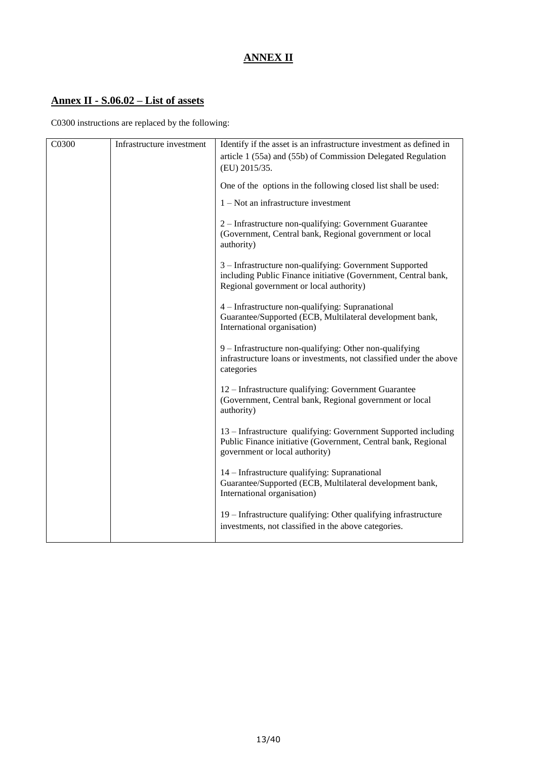# ANNEX II

## Annex II - S.06.02 – List of assets

C0300 instructions are replaced by the following:

| | | |
|---|---|---|
| C0300 | Infrastructure investment | Identify if the asset is an infrastructure investment as defined in article 1 (55a) and (55b) of Commission Delegated Regulation (EU) 2015/35.<br><br>One of the options in the following closed list shall be used:<br><br>1 – Not an infrastructure investment<br><br>2 – Infrastructure non-qualifying: Government Guarantee (Government, Central bank, Regional government or local authority)<br><br>3 – Infrastructure non-qualifying: Government Supported including Public Finance initiative (Government, Central bank, Regional government or local authority)<br><br>4 – Infrastructure non-qualifying: Supranational Guarantee/Supported (ECB, Multilateral development bank, International organisation)<br><br>9 – Infrastructure non-qualifying: Other non-qualifying infrastructure loans or investments, not classified under the above categories<br><br>12 – Infrastructure qualifying: Government Guarantee (Government, Central bank, Regional government or local authority)<br><br>13 – Infrastructure qualifying: Government Supported including Public Finance initiative (Government, Central bank, Regional government or local authority)<br><br>14 – Infrastructure qualifying: Supranational Guarantee/Supported (ECB, Multilateral development bank, International organisation)<br><br>19 – Infrastructure qualifying: Other qualifying infrastructure investments, not classified in the above categories. |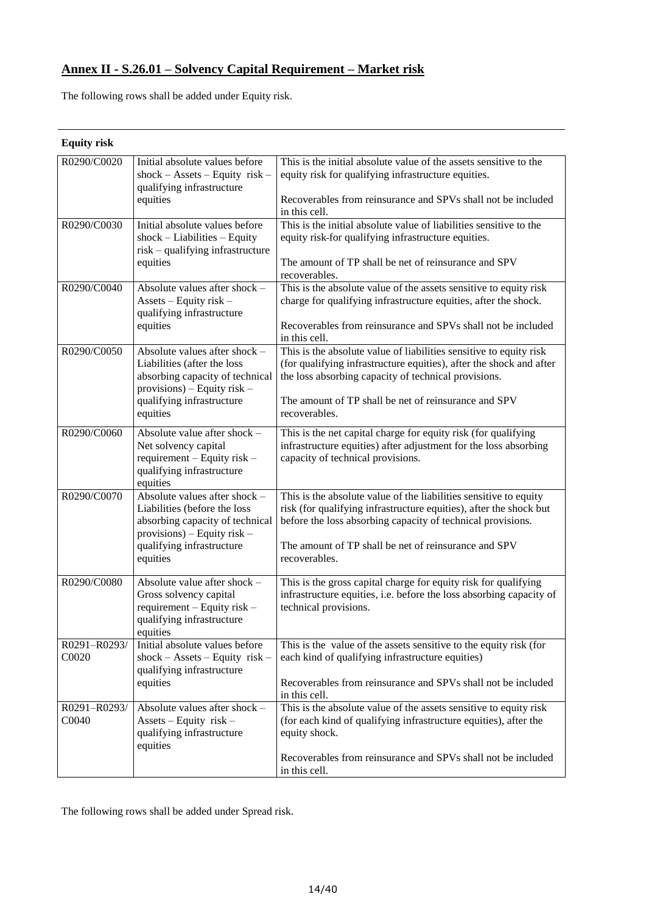## Annex II - S.26.01 – Solvency Capital Requirement – Market risk

The following rows shall be added under Equity risk.

**Equity risk**

| | | |
|---|---|---|
| R0290/C0020 | Initial absolute values before shock – Assets – Equity risk – qualifying infrastructure equities | This is the initial absolute value of the assets sensitive to the equity risk for qualifying infrastructure equities.<br><br>Recoverables from reinsurance and SPVs shall not be included in this cell. |
| R0290/C0030 | Initial absolute values before shock – Liabilities – Equity risk – qualifying infrastructure equities | This is the initial absolute value of liabilities sensitive to the equity risk for qualifying infrastructure equities.<br><br>The amount of TP shall be net of reinsurance and SPV recoverables. |
| R0290/C0040 | Absolute values after shock – Assets – Equity risk – qualifying infrastructure equities | This is the absolute value of the assets sensitive to equity risk charge for qualifying infrastructure equities, after the shock.<br><br>Recoverables from reinsurance and SPVs shall not be included in this cell. |
| R0290/C0050 | Absolute values after shock – Liabilities (after the loss absorbing capacity of technical provisions) – Equity risk – qualifying infrastructure equities | This is the absolute value of liabilities sensitive to equity risk (for qualifying infrastructure equities), after the shock and after the loss absorbing capacity of technical provisions.<br><br>The amount of TP shall be net of reinsurance and SPV recoverables. |
| R0290/C0060 | Absolute value after shock – Net solvency capital requirement – Equity risk – qualifying infrastructure equities | This is the net capital charge for equity risk (for qualifying infrastructure equities) after adjustment for the loss absorbing capacity of technical provisions. |
| R0290/C0070 | Absolute values after shock – Liabilities (before the loss absorbing capacity of technical provisions) – Equity risk – qualifying infrastructure equities | This is the absolute value of the liabilities sensitive to equity risk (for qualifying infrastructure equities), after the shock but before the loss absorbing capacity of technical provisions.<br><br>The amount of TP shall be net of reinsurance and SPV recoverables. |
| R0290/C0080 | Absolute value after shock – Gross solvency capital requirement – Equity risk – qualifying infrastructure equities | This is the gross capital charge for equity risk for qualifying infrastructure equities, i.e. before the loss absorbing capacity of technical provisions. |
| R0291–R0293/ C0020 | Initial absolute values before shock – Assets – Equity risk – qualifying infrastructure equities | This is the value of the assets sensitive to the equity risk (for each kind of qualifying infrastructure equities)<br><br>Recoverables from reinsurance and SPVs shall not be included in this cell. |
| R0291–R0293/ C0040 | Absolute values after shock – Assets – Equity risk – qualifying infrastructure equities | This is the absolute value of the assets sensitive to equity risk (for each kind of qualifying infrastructure equities), after the equity shock.<br><br>Recoverables from reinsurance and SPVs shall not be included in this cell. |

The following rows shall be added under Spread risk.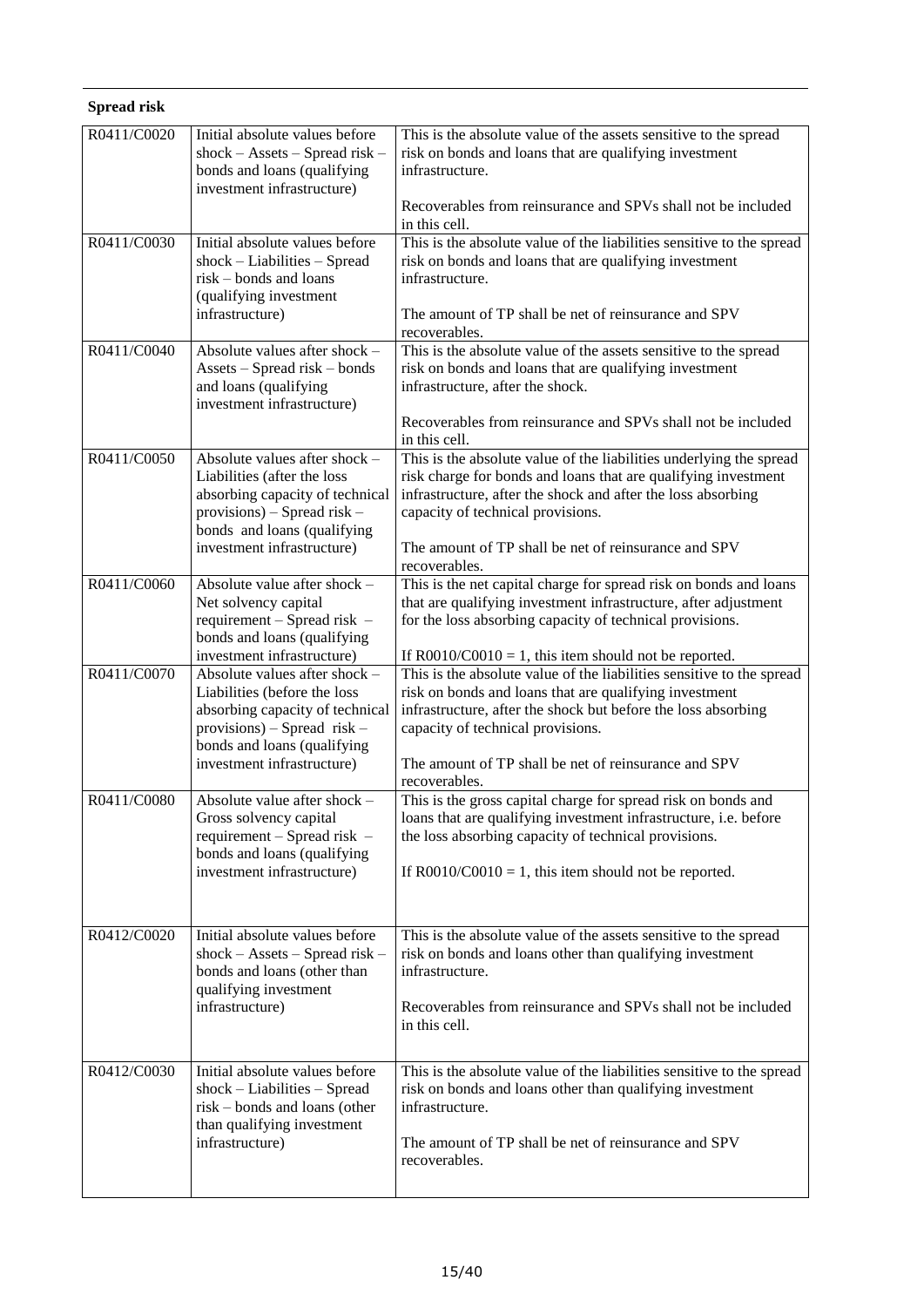**Spread risk**

| | | |
|---|---|---|
| R0411/C0020 | Initial absolute values before shock – Assets – Spread risk – bonds and loans (qualifying investment infrastructure) | This is the absolute value of the assets sensitive to the spread risk on bonds and loans that are qualifying investment infrastructure.<br><br>Recoverables from reinsurance and SPVs shall not be included in this cell. |
| R0411/C0030 | Initial absolute values before shock – Liabilities – Spread risk – bonds and loans (qualifying investment infrastructure) | This is the absolute value of the liabilities sensitive to the spread risk on bonds and loans that are qualifying investment infrastructure.<br><br>The amount of TP shall be net of reinsurance and SPV recoverables. |
| R0411/C0040 | Absolute values after shock – Assets – Spread risk – bonds and loans (qualifying investment infrastructure) | This is the absolute value of the assets sensitive to the spread risk on bonds and loans that are qualifying investment infrastructure, after the shock.<br><br>Recoverables from reinsurance and SPVs shall not be included in this cell. |
| R0411/C0050 | Absolute values after shock – Liabilities (after the loss absorbing capacity of technical provisions) – Spread risk – bonds and loans (qualifying investment infrastructure) | This is the absolute value of the liabilities underlying the spread risk charge for bonds and loans that are qualifying investment infrastructure, after the shock and after the loss absorbing capacity of technical provisions.<br><br>The amount of TP shall be net of reinsurance and SPV recoverables. |
| R0411/C0060 | Absolute value after shock – Net solvency capital requirement – Spread risk – bonds and loans (qualifying investment infrastructure) | This is the net capital charge for spread risk on bonds and loans that are qualifying investment infrastructure, after adjustment for the loss absorbing capacity of technical provisions.<br><br>If R0010/C0010 = 1, this item should not be reported. |
| R0411/C0070 | Absolute values after shock – Liabilities (before the loss absorbing capacity of technical provisions) – Spread risk – bonds and loans (qualifying investment infrastructure) | This is the absolute value of the liabilities sensitive to the spread risk on bonds and loans that are qualifying investment infrastructure, after the shock but before the loss absorbing capacity of technical provisions.<br><br>The amount of TP shall be net of reinsurance and SPV recoverables. |
| R0411/C0080 | Absolute value after shock – Gross solvency capital requirement – Spread risk – bonds and loans (qualifying investment infrastructure) | This is the gross capital charge for spread risk on bonds and loans that are qualifying investment infrastructure, i.e. before the loss absorbing capacity of technical provisions.<br><br>If R0010/C0010 = 1, this item should not be reported. |
| R0412/C0020 | Initial absolute values before shock – Assets – Spread risk – bonds and loans (other than qualifying investment infrastructure) | This is the absolute value of the assets sensitive to the spread risk on bonds and loans other than qualifying investment infrastructure.<br><br>Recoverables from reinsurance and SPVs shall not be included in this cell. |
| R0412/C0030 | Initial absolute values before shock – Liabilities – Spread risk – bonds and loans (other than qualifying investment infrastructure) | This is the absolute value of the liabilities sensitive to the spread risk on bonds and loans other than qualifying investment infrastructure.<br><br>The amount of TP shall be net of reinsurance and SPV recoverables. |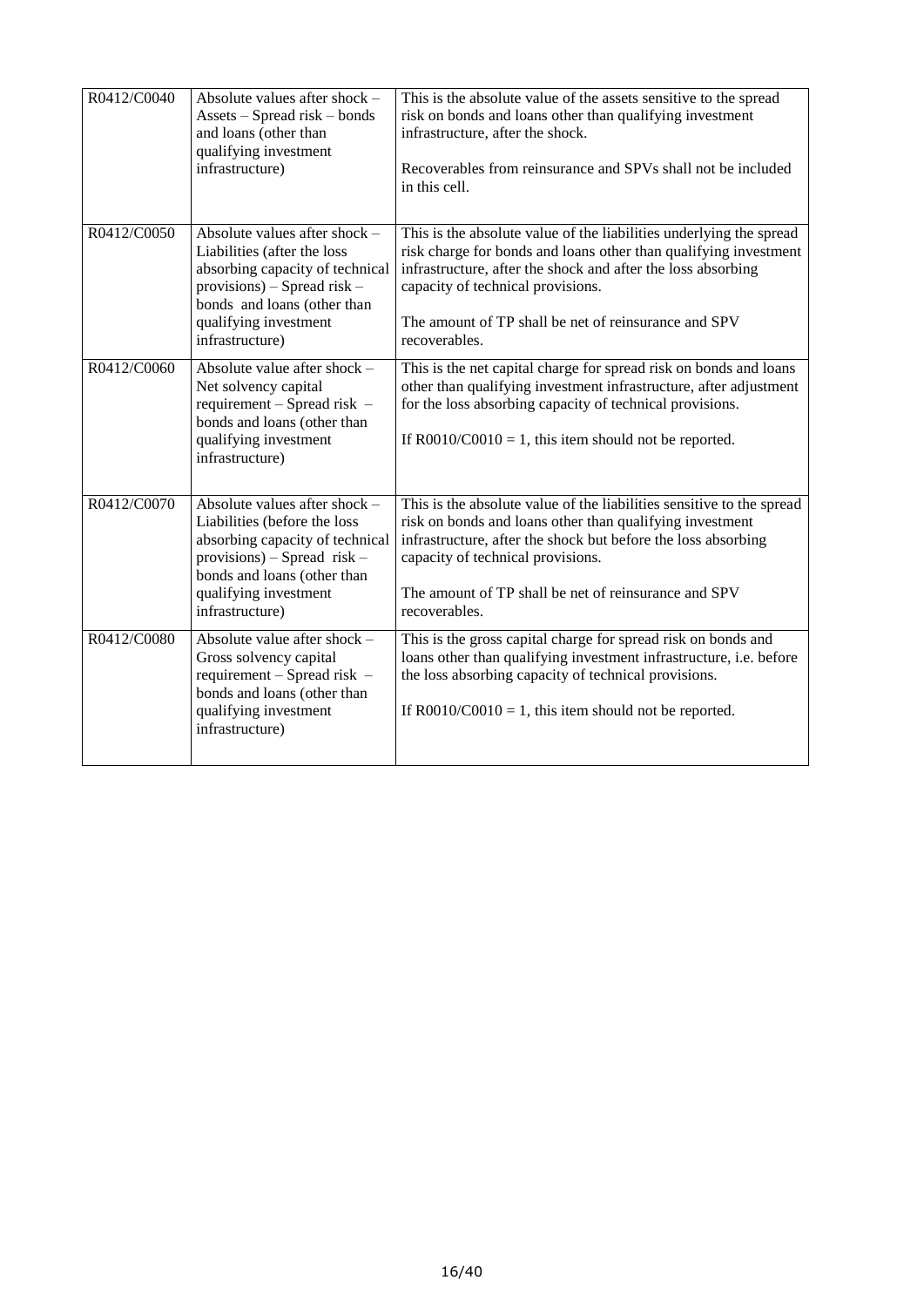| | | |
|---|---|---|
| R0412/C0040 | Absolute values after shock – Assets – Spread risk – bonds and loans (other than qualifying investment infrastructure) | This is the absolute value of the assets sensitive to the spread risk on bonds and loans other than qualifying investment infrastructure, after the shock.<br><br>Recoverables from reinsurance and SPVs shall not be included in this cell. |
| R0412/C0050 | Absolute values after shock – Liabilities (after the loss absorbing capacity of technical provisions) – Spread risk – bonds and loans (other than qualifying investment infrastructure) | This is the absolute value of the liabilities underlying the spread risk charge for bonds and loans other than qualifying investment infrastructure, after the shock and after the loss absorbing capacity of technical provisions.<br><br>The amount of TP shall be net of reinsurance and SPV recoverables. |
| R0412/C0060 | Absolute value after shock – Net solvency capital requirement – Spread risk – bonds and loans (other than qualifying investment infrastructure) | This is the net capital charge for spread risk on bonds and loans other than qualifying investment infrastructure, after adjustment for the loss absorbing capacity of technical provisions.<br><br>If R0010/C0010 = 1, this item should not be reported. |
| R0412/C0070 | Absolute values after shock – Liabilities (before the loss absorbing capacity of technical provisions) – Spread risk – bonds and loans (other than qualifying investment infrastructure) | This is the absolute value of the liabilities sensitive to the spread risk on bonds and loans other than qualifying investment infrastructure, after the shock but before the loss absorbing capacity of technical provisions.<br><br>The amount of TP shall be net of reinsurance and SPV recoverables. |
| R0412/C0080 | Absolute value after shock – Gross solvency capital requirement – Spread risk – bonds and loans (other than qualifying investment infrastructure) | This is the gross capital charge for spread risk on bonds and loans other than qualifying investment infrastructure, i.e. before the loss absorbing capacity of technical provisions.<br><br>If R0010/C0010 = 1, this item should not be reported. |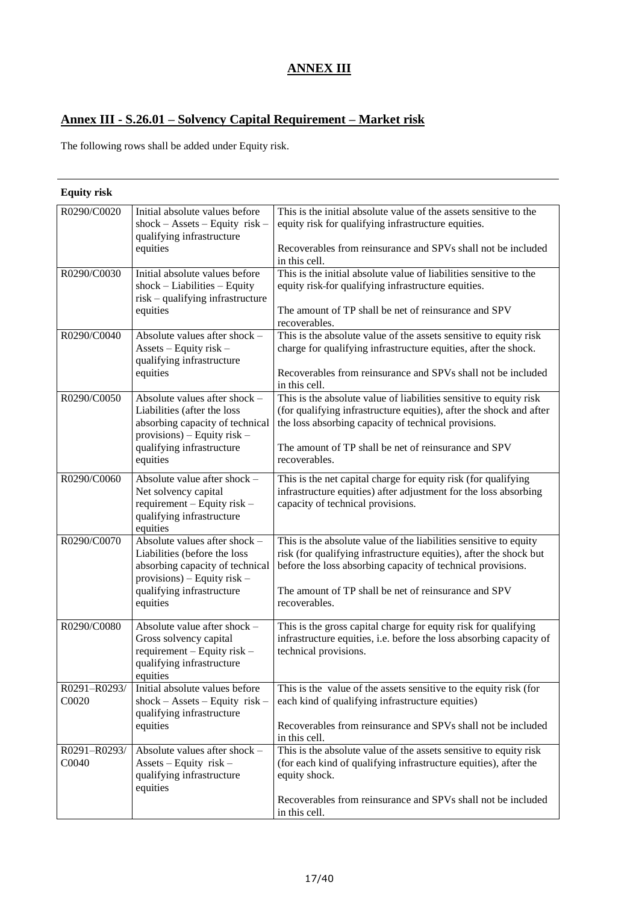# ANNEX III

## Annex III - S.26.01 – Solvency Capital Requirement – Market risk

The following rows shall be added under Equity risk.

**Equity risk**

| | | |
|---|---|---|
| R0290/C0020 | Initial absolute values before shock – Assets – Equity risk – qualifying infrastructure equities | This is the initial absolute value of the assets sensitive to the equity risk for qualifying infrastructure equities.<br><br>Recoverables from reinsurance and SPVs shall not be included in this cell. |
| R0290/C0030 | Initial absolute values before shock – Liabilities – Equity risk – qualifying infrastructure equities | This is the initial absolute value of liabilities sensitive to the equity risk-for qualifying infrastructure equities.<br><br>The amount of TP shall be net of reinsurance and SPV recoverables. |
| R0290/C0040 | Absolute values after shock – Assets – Equity risk – qualifying infrastructure equities | This is the absolute value of the assets sensitive to equity risk charge for qualifying infrastructure equities, after the shock.<br><br>Recoverables from reinsurance and SPVs shall not be included in this cell. |
| R0290/C0050 | Absolute values after shock – Liabilities (after the loss absorbing capacity of technical provisions) – Equity risk – qualifying infrastructure equities | This is the absolute value of liabilities sensitive to equity risk (for qualifying infrastructure equities), after the shock and after the loss absorbing capacity of technical provisions.<br><br>The amount of TP shall be net of reinsurance and SPV recoverables. |
| R0290/C0060 | Absolute value after shock – Net solvency capital requirement – Equity risk – qualifying infrastructure equities | This is the net capital charge for equity risk (for qualifying infrastructure equities) after adjustment for the loss absorbing capacity of technical provisions. |
| R0290/C0070 | Absolute values after shock – Liabilities (before the loss absorbing capacity of technical provisions) – Equity risk – qualifying infrastructure equities | This is the absolute value of the liabilities sensitive to equity risk (for qualifying infrastructure equities), after the shock but before the loss absorbing capacity of technical provisions.<br><br>The amount of TP shall be net of reinsurance and SPV recoverables. |
| R0290/C0080 | Absolute value after shock – Gross solvency capital requirement – Equity risk – qualifying infrastructure equities | This is the gross capital charge for equity risk for qualifying infrastructure equities, i.e. before the loss absorbing capacity of technical provisions. |
| R0291–R0293/ C0020 | Initial absolute values before shock – Assets – Equity risk – qualifying infrastructure equities | This is the value of the assets sensitive to the equity risk (for each kind of qualifying infrastructure equities)<br><br>Recoverables from reinsurance and SPVs shall not be included in this cell. |
| R0291–R0293/ C0040 | Absolute values after shock – Assets – Equity risk – qualifying infrastructure equities | This is the absolute value of the assets sensitive to equity risk (for each kind of qualifying infrastructure equities), after the equity shock.<br><br>Recoverables from reinsurance and SPVs shall not be included in this cell. |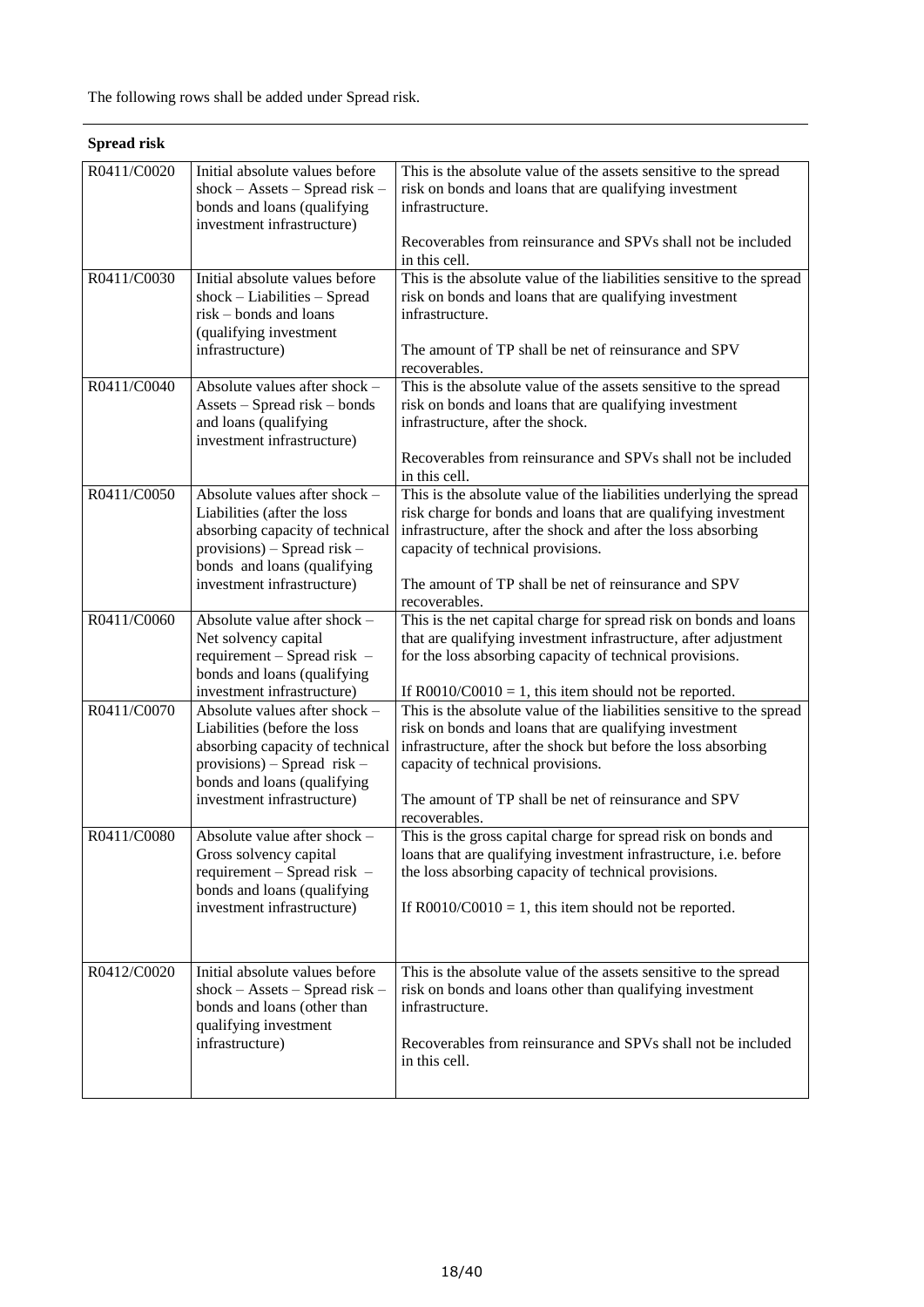The following rows shall be added under Spread risk.

**Spread risk**

| | | |
|---|---|---|
| R0411/C0020 | Initial absolute values before shock – Assets – Spread risk – bonds and loans (qualifying investment infrastructure) | This is the absolute value of the assets sensitive to the spread risk on bonds and loans that are qualifying investment infrastructure.<br><br>Recoverables from reinsurance and SPVs shall not be included in this cell. |
| R0411/C0030 | Initial absolute values before shock – Liabilities – Spread risk – bonds and loans (qualifying investment infrastructure) | This is the absolute value of the liabilities sensitive to the spread risk on bonds and loans that are qualifying investment infrastructure.<br><br>The amount of TP shall be net of reinsurance and SPV recoverables. |
| R0411/C0040 | Absolute values after shock – Assets – Spread risk – bonds and loans (qualifying investment infrastructure) | This is the absolute value of the assets sensitive to the spread risk on bonds and loans that are qualifying investment infrastructure, after the shock.<br><br>Recoverables from reinsurance and SPVs shall not be included in this cell. |
| R0411/C0050 | Absolute values after shock – Liabilities (after the loss absorbing capacity of technical provisions) – Spread risk – bonds and loans (qualifying investment infrastructure) | This is the absolute value of the liabilities underlying the spread risk charge for bonds and loans that are qualifying investment infrastructure, after the shock and after the loss absorbing capacity of technical provisions.<br><br>The amount of TP shall be net of reinsurance and SPV recoverables. |
| R0411/C0060 | Absolute value after shock – Net solvency capital requirement – Spread risk – bonds and loans (qualifying investment infrastructure) | This is the net capital charge for spread risk on bonds and loans that are qualifying investment infrastructure, after adjustment for the loss absorbing capacity of technical provisions.<br><br>If R0010/C0010 = 1, this item should not be reported. |
| R0411/C0070 | Absolute values after shock – Liabilities (before the loss absorbing capacity of technical provisions) – Spread risk – bonds and loans (qualifying investment infrastructure) | This is the absolute value of the liabilities sensitive to the spread risk on bonds and loans that are qualifying investment infrastructure, after the shock but before the loss absorbing capacity of technical provisions.<br><br>The amount of TP shall be net of reinsurance and SPV recoverables. |
| R0411/C0080 | Absolute value after shock – Gross solvency capital requirement – Spread risk – bonds and loans (qualifying investment infrastructure) | This is the gross capital charge for spread risk on bonds and loans that are qualifying investment infrastructure, i.e. before the loss absorbing capacity of technical provisions.<br><br>If R0010/C0010 = 1, this item should not be reported. |
| R0412/C0020 | Initial absolute values before shock – Assets – Spread risk – bonds and loans (other than qualifying investment infrastructure) | This is the absolute value of the assets sensitive to the spread risk on bonds and loans other than qualifying investment infrastructure.<br><br>Recoverables from reinsurance and SPVs shall not be included in this cell. |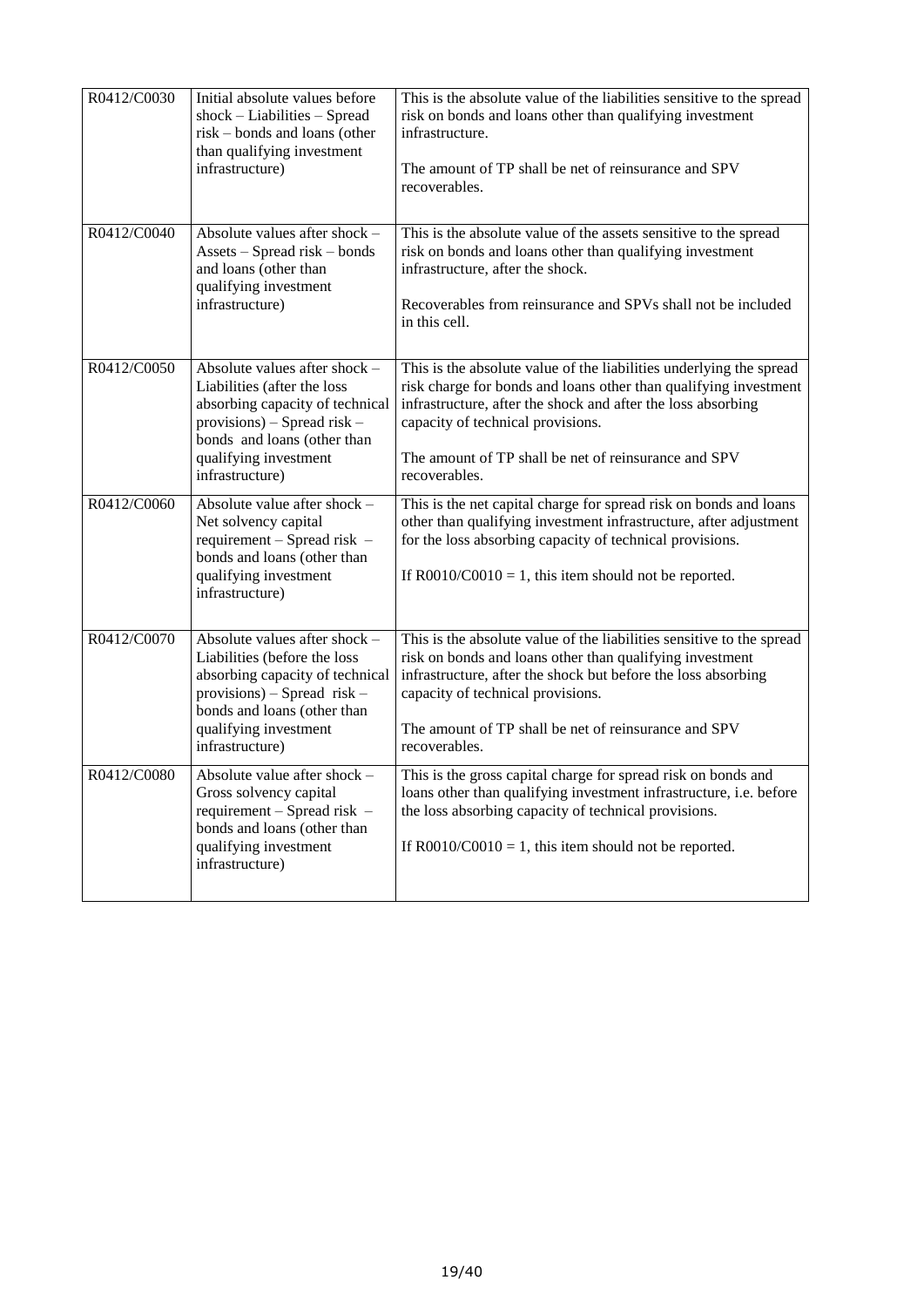| R0412/C0030 | Initial absolute values before shock – Liabilities – Spread risk – bonds and loans (other than qualifying investment infrastructure) | This is the absolute value of the liabilities sensitive to the spread risk on bonds and loans other than qualifying investment infrastructure.<br><br>The amount of TP shall be net of reinsurance and SPV recoverables. |
|---|---|---|
| R0412/C0040 | Absolute values after shock – Assets – Spread risk – bonds and loans (other than qualifying investment infrastructure) | This is the absolute value of the assets sensitive to the spread risk on bonds and loans other than qualifying investment infrastructure, after the shock.<br><br>Recoverables from reinsurance and SPVs shall not be included in this cell. |
| R0412/C0050 | Absolute values after shock – Liabilities (after the loss absorbing capacity of technical provisions) – Spread risk – bonds and loans (other than qualifying investment infrastructure) | This is the absolute value of the liabilities underlying the spread risk charge for bonds and loans other than qualifying investment infrastructure, after the shock and after the loss absorbing capacity of technical provisions.<br><br>The amount of TP shall be net of reinsurance and SPV recoverables. |
| R0412/C0060 | Absolute value after shock – Net solvency capital requirement – Spread risk – bonds and loans (other than qualifying investment infrastructure) | This is the net capital charge for spread risk on bonds and loans other than qualifying investment infrastructure, after adjustment for the loss absorbing capacity of technical provisions.<br><br>If R0010/C0010 = 1, this item should not be reported. |
| R0412/C0070 | Absolute values after shock – Liabilities (before the loss absorbing capacity of technical provisions) – Spread risk – bonds and loans (other than qualifying investment infrastructure) | This is the absolute value of the liabilities sensitive to the spread risk on bonds and loans other than qualifying investment infrastructure, after the shock but before the loss absorbing capacity of technical provisions.<br><br>The amount of TP shall be net of reinsurance and SPV recoverables. |
| R0412/C0080 | Absolute value after shock – Gross solvency capital requirement – Spread risk – bonds and loans (other than qualifying investment infrastructure) | This is the gross capital charge for spread risk on bonds and loans other than qualifying investment infrastructure, i.e. before the loss absorbing capacity of technical provisions.<br><br>If R0010/C0010 = 1, this item should not be reported. |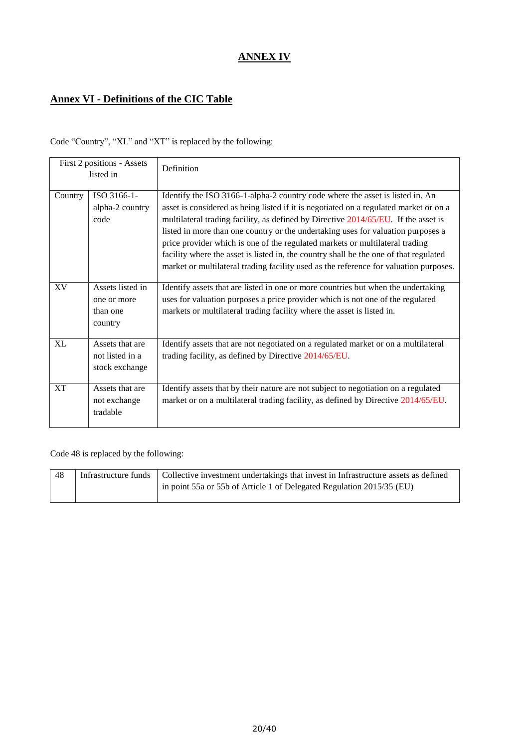# ANNEX IV

## Annex VI - Definitions of the CIC Table

Code “Country”, “XL” and “XT” is replaced by the following:

| First 2 positions - Assets listed in | | Definition |
|---|---|---|
| Country | ISO 3166-1-alpha-2 country code | Identify the ISO 3166-1-alpha-2 country code where the asset is listed in. An asset is considered as being listed if it is negotiated on a regulated market or on a multilateral trading facility, as defined by Directive 2014/65/EU. If the asset is listed in more than one country or the undertaking uses for valuation purposes a price provider which is one of the regulated markets or multilateral trading facility where the asset is listed in, the country shall be the one of that regulated market or multilateral trading facility used as the reference for valuation purposes. |
| XV | Assets listed in one or more than one country | Identify assets that are listed in one or more countries but when the undertaking uses for valuation purposes a price provider which is not one of the regulated markets or multilateral trading facility where the asset is listed in. |
| XL | Assets that are not listed in a stock exchange | Identify assets that are not negotiated on a regulated market or on a multilateral trading facility, as defined by Directive 2014/65/EU. |
| XT | Assets that are not exchange tradable | Identify assets that by their nature are not subject to negotiation on a regulated market or on a multilateral trading facility, as defined by Directive 2014/65/EU. |

Code 48 is replaced by the following:

| 48 | Infrastructure funds | Collective investment undertakings that invest in Infrastructure assets as defined in point 55a or 55b of Article 1 of Delegated Regulation 2015/35 (EU) |
|---|---|---|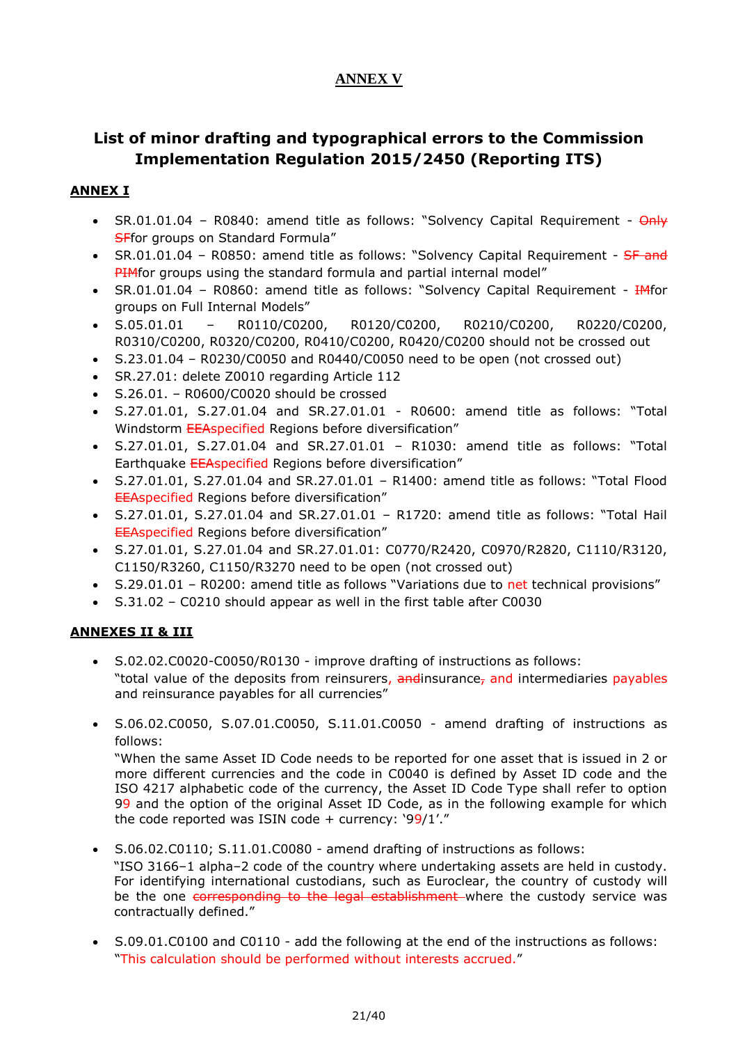# ANNEX V

## List of minor drafting and typographical errors to the Commission Implementation Regulation 2015/2450 (Reporting ITS)

**ANNEX I**

- SR.01.01.04 – R0840: amend title as follows: "Solvency Capital Requirement - ~~Only SF~~for groups on Standard Formula"
- SR.01.01.04 – R0850: amend title as follows: "Solvency Capital Requirement - ~~SF and PIM~~for groups using the standard formula and partial internal model"
- SR.01.01.04 – R0860: amend title as follows: "Solvency Capital Requirement - ~~IM~~for groups on Full Internal Models"
- S.05.01.01 – R0110/C0200, R0120/C0200, R0210/C0200, R0220/C0200, R0310/C0200, R0320/C0200, R0410/C0200, R0420/C0200 should not be crossed out
- S.23.01.04 – R0230/C0050 and R0440/C0050 need to be open (not crossed out)
- SR.27.01: delete Z0010 regarding Article 112
- S.26.01. – R0600/C0020 should be crossed
- S.27.01.01, S.27.01.04 and SR.27.01.01 - R0600: amend title as follows: "Total Windstorm ~~EEA~~specified Regions before diversification"
- S.27.01.01, S.27.01.04 and SR.27.01.01 – R1030: amend title as follows: "Total Earthquake ~~EEA~~specified Regions before diversification"
- S.27.01.01, S.27.01.04 and SR.27.01.01 – R1400: amend title as follows: "Total Flood ~~EEA~~specified Regions before diversification"
- S.27.01.01, S.27.01.04 and SR.27.01.01 – R1720: amend title as follows: "Total Hail ~~EEA~~specified Regions before diversification"
- S.27.01.01, S.27.01.04 and SR.27.01.01: C0770/R2420, C0970/R2820, C1110/R3120, C1150/R3260, C1150/R3270 need to be open (not crossed out)
- S.29.01.01 – R0200: amend title as follows "Variations due to net technical provisions"
- S.31.02 – C0210 should appear as well in the first table after C0030

**ANNEXES II & III**

- S.02.02.C0020-C0050/R0130 - improve drafting of instructions as follows:
  "total value of the deposits from reinsurers, ~~and~~insurance~~,~~ and intermediaries payables and reinsurance payables for all currencies"

- S.06.02.C0050, S.07.01.C0050, S.11.01.C0050 - amend drafting of instructions as follows:
  "When the same Asset ID Code needs to be reported for one asset that is issued in 2 or more different currencies and the code in C0040 is defined by Asset ID code and the ISO 4217 alphabetic code of the currency, the Asset ID Code Type shall refer to option 99 and the option of the original Asset ID Code, as in the following example for which the code reported was ISIN code + currency: '99/1'."

- S.06.02.C0110; S.11.01.C0080 - amend drafting of instructions as follows:
  "ISO 3166–1 alpha–2 code of the country where undertaking assets are held in custody. For identifying international custodians, such as Euroclear, the country of custody will be the one ~~corresponding to the legal establishment~~ where the custody service was contractually defined."

- S.09.01.C0100 and C0110 - add the following at the end of the instructions as follows:
  "This calculation should be performed without interests accrued."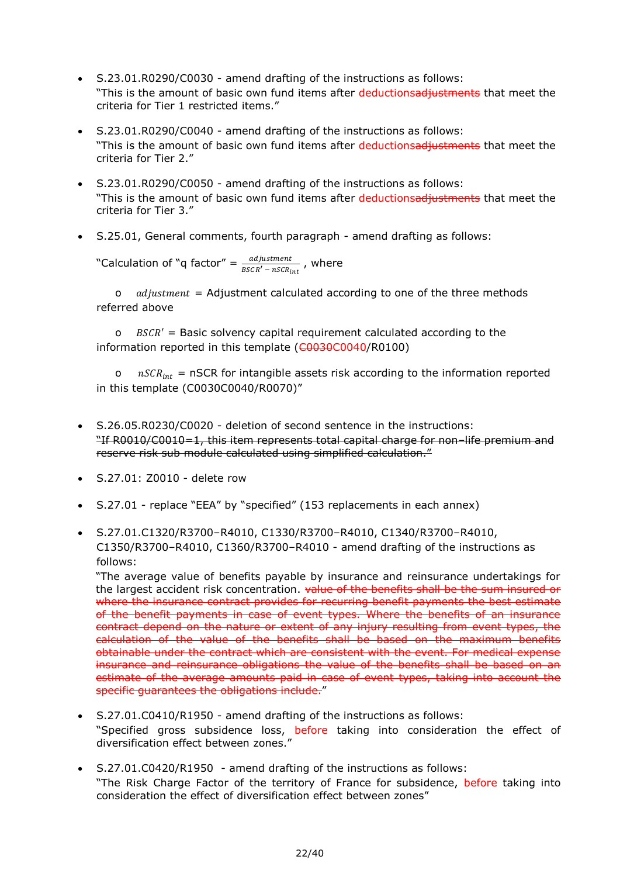- S.23.01.R0290/C0030 - amend drafting of the instructions as follows:
  "This is the amount of basic own fund items after deductions~~adjustments~~ that meet the criteria for Tier 1 restricted items."

- S.23.01.R0290/C0040 - amend drafting of the instructions as follows:
  "This is the amount of basic own fund items after deductions~~adjustments~~ that meet the criteria for Tier 2."

- S.23.01.R0290/C0050 - amend drafting of the instructions as follows:
  "This is the amount of basic own fund items after deductions~~adjustments~~ that meet the criteria for Tier 3."

- S.25.01, General comments, fourth paragraph - amend drafting as follows:

  "Calculation of "q factor" = $\frac{adjustment}{BSCR' - nSCR_{int}}$ , where

  o $adjustment$ = Adjustment calculated according to one of the three methods referred above

  o $BSCR'$ = Basic solvency capital requirement calculated according to the information reported in this template (~~C0030~~C0040/R0100)

  o $nSCR_{int}$ = nSCR for intangible assets risk according to the information reported in this template (C0030C0040/R0070)"

- S.26.05.R0230/C0020 - deletion of second sentence in the instructions:
  ~~"If R0010/C0010=1, this item represents total capital charge for non–life premium and reserve risk sub module calculated using simplified calculation."~~

- S.27.01: Z0010 - delete row

- S.27.01 - replace "EEA" by "specified" (153 replacements in each annex)

- S.27.01.C1320/R3700–R4010, C1330/R3700–R4010, C1340/R3700–R4010, C1350/R3700–R4010, C1360/R3700–R4010 - amend drafting of the instructions as follows:
  "The average value of benefits payable by insurance and reinsurance undertakings for the largest accident risk concentration. ~~value of the benefits shall be the sum insured or where the insurance contract provides for recurring benefit payments the best estimate of the benefit payments in case of event types. Where the benefits of an insurance contract depend on the nature or extent of any injury resulting from event types, the calculation of the value of the benefits shall be based on the maximum benefits obtainable under the contract which are consistent with the event. For medical expense insurance and reinsurance obligations the value of the benefits shall be based on an estimate of the average amounts paid in case of event types, taking into account the specific guarantees the obligations include.~~"

- S.27.01.C0410/R1950 - amend drafting of the instructions as follows:
  "Specified gross subsidence loss, before taking into consideration the effect of diversification effect between zones."

- S.27.01.C0420/R1950 - amend drafting of the instructions as follows:
  "The Risk Charge Factor of the territory of France for subsidence, before taking into consideration the effect of diversification effect between zones"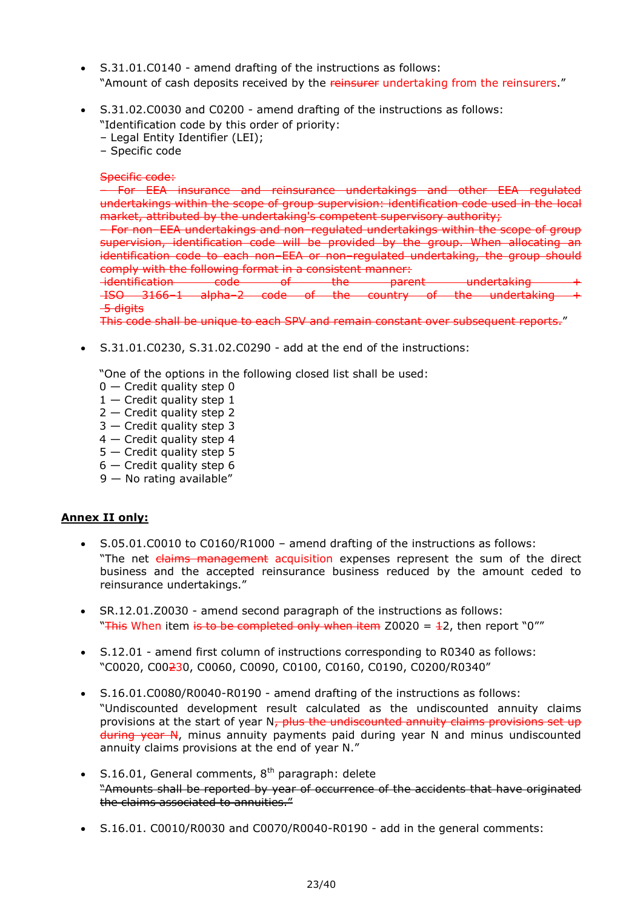- S.31.01.C0140 - amend drafting of the instructions as follows:
  "Amount of cash deposits received by the ~~reinsurer~~ undertaking from the reinsurers."

- S.31.02.C0030 and C0200 - amend drafting of the instructions as follows:
  "Identification code by this order of priority:
  – Legal Entity Identifier (LEI);
  – Specific code

  ~~Specific code:~~
  ~~– For EEA insurance and reinsurance undertakings and other EEA regulated undertakings within the scope of group supervision: identification code used in the local market, attributed by the undertaking's competent supervisory authority;~~
  ~~– For non–EEA undertakings and non–regulated undertakings within the scope of group supervision, identification code will be provided by the group. When allocating an identification code to each non–EEA or non–regulated undertaking, the group should comply with the following format in a consistent manner:~~
  ~~identification code of the parent undertaking + ISO 3166–1 alpha–2 code of the country of the undertaking + 5 digits~~
  ~~This code shall be unique to each SPV and remain constant over subsequent reports.~~"

- S.31.01.C0230, S.31.02.C0290 - add at the end of the instructions:

  "One of the options in the following closed list shall be used:
  0 — Credit quality step 0
  1 — Credit quality step 1
  2 — Credit quality step 2
  3 — Credit quality step 3
  4 — Credit quality step 4
  5 — Credit quality step 5
  6 — Credit quality step 6
  9 — No rating available"

**Annex II only:**

- S.05.01.C0010 to C0160/R1000 – amend drafting of the instructions as follows:
  "The net ~~claims management~~ acquisition expenses represent the sum of the direct business and the accepted reinsurance business reduced by the amount ceded to reinsurance undertakings."

- SR.12.01.Z0030 - amend second paragraph of the instructions as follows:
  "~~This~~ When item ~~is to be completed only when item~~ Z0020 = ~~1~~2, then report "0""

- S.12.01 - amend first column of instructions corresponding to R0340 as follows:
  "C0020, C00~~2~~30, C0060, C0090, C0100, C0160, C0190, C0200/R0340"

- S.16.01.C0080/R0040-R0190 - amend drafting of the instructions as follows:
  "Undiscounted development result calculated as the undiscounted annuity claims provisions at the start of year N~~, plus the undiscounted annuity claims provisions set up during year N~~, minus annuity payments paid during year N and minus undiscounted annuity claims provisions at the end of year N."

- S.16.01, General comments, 8th paragraph: delete
  ~~"Amounts shall be reported by year of occurrence of the accidents that have originated the claims associated to annuities."~~

- S.16.01. C0010/R0030 and C0070/R0040-R0190 - add in the general comments: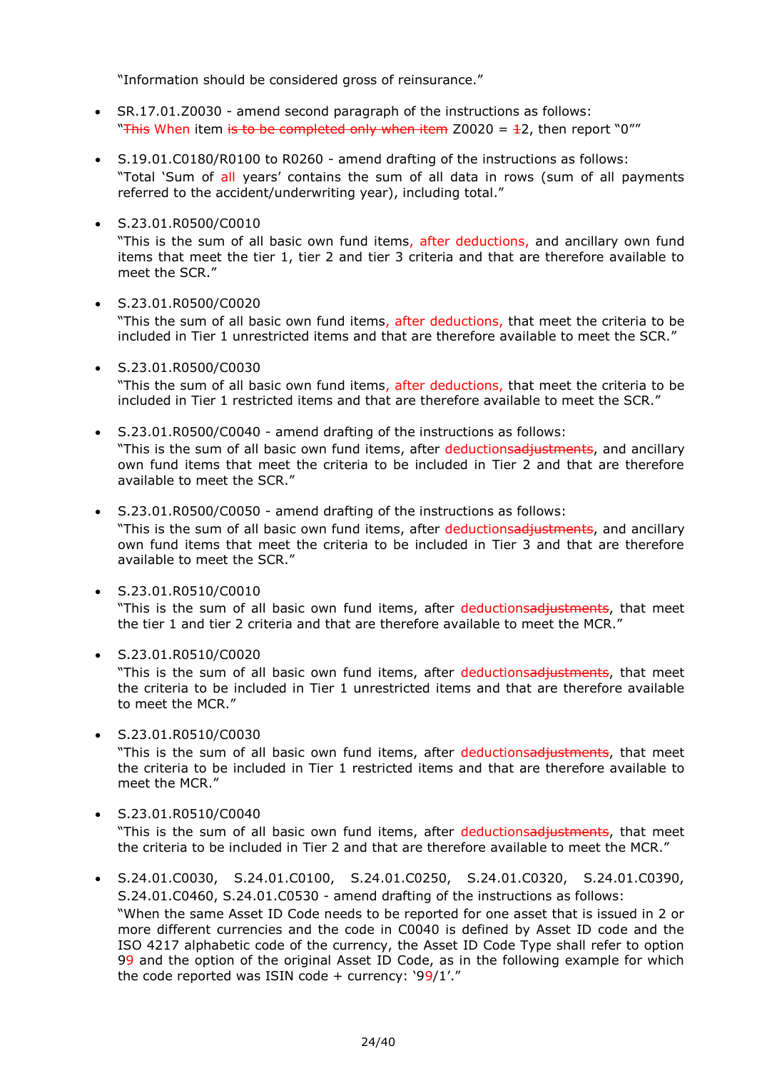"Information should be considered gross of reinsurance."

- SR.17.01.Z0030 - amend second paragraph of the instructions as follows: "~~This~~ When item ~~is to be completed only when item~~ Z0020 = ~~1~~2, then report "0""

- S.19.01.C0180/R0100 to R0260 - amend drafting of the instructions as follows: "Total 'Sum of all years' contains the sum of all data in rows (sum of all payments referred to the accident/underwriting year), including total."

- S.23.01.R0500/C0010
"This is the sum of all basic own fund items, after deductions, and ancillary own fund items that meet the tier 1, tier 2 and tier 3 criteria and that are therefore available to meet the SCR."

- S.23.01.R0500/C0020
"This the sum of all basic own fund items, after deductions, that meet the criteria to be included in Tier 1 unrestricted items and that are therefore available to meet the SCR."

- S.23.01.R0500/C0030
"This the sum of all basic own fund items, after deductions, that meet the criteria to be included in Tier 1 restricted items and that are therefore available to meet the SCR."

- S.23.01.R0500/C0040 - amend drafting of the instructions as follows:
"This is the sum of all basic own fund items, after deductions~~adjustments~~, and ancillary own fund items that meet the criteria to be included in Tier 2 and that are therefore available to meet the SCR."

- S.23.01.R0500/C0050 - amend drafting of the instructions as follows:
"This is the sum of all basic own fund items, after deductions~~adjustments~~, and ancillary own fund items that meet the criteria to be included in Tier 3 and that are therefore available to meet the SCR."

- S.23.01.R0510/C0010
"This is the sum of all basic own fund items, after deductions~~adjustments~~, that meet the tier 1 and tier 2 criteria and that are therefore available to meet the MCR."

- S.23.01.R0510/C0020
"This is the sum of all basic own fund items, after deductions~~adjustments~~, that meet the criteria to be included in Tier 1 unrestricted items and that are therefore available to meet the MCR."

- S.23.01.R0510/C0030
"This is the sum of all basic own fund items, after deductions~~adjustments~~, that meet the criteria to be included in Tier 1 restricted items and that are therefore available to meet the MCR."

- S.23.01.R0510/C0040
"This is the sum of all basic own fund items, after deductions~~adjustments~~, that meet the criteria to be included in Tier 2 and that are therefore available to meet the MCR."

- S.24.01.C0030, S.24.01.C0100, S.24.01.C0250, S.24.01.C0320, S.24.01.C0390, S.24.01.C0460, S.24.01.C0530 - amend drafting of the instructions as follows:
"When the same Asset ID Code needs to be reported for one asset that is issued in 2 or more different currencies and the code in C0040 is defined by Asset ID code and the ISO 4217 alphabetic code of the currency, the Asset ID Code Type shall refer to option 99 and the option of the original Asset ID Code, as in the following example for which the code reported was ISIN code + currency: '99/1'."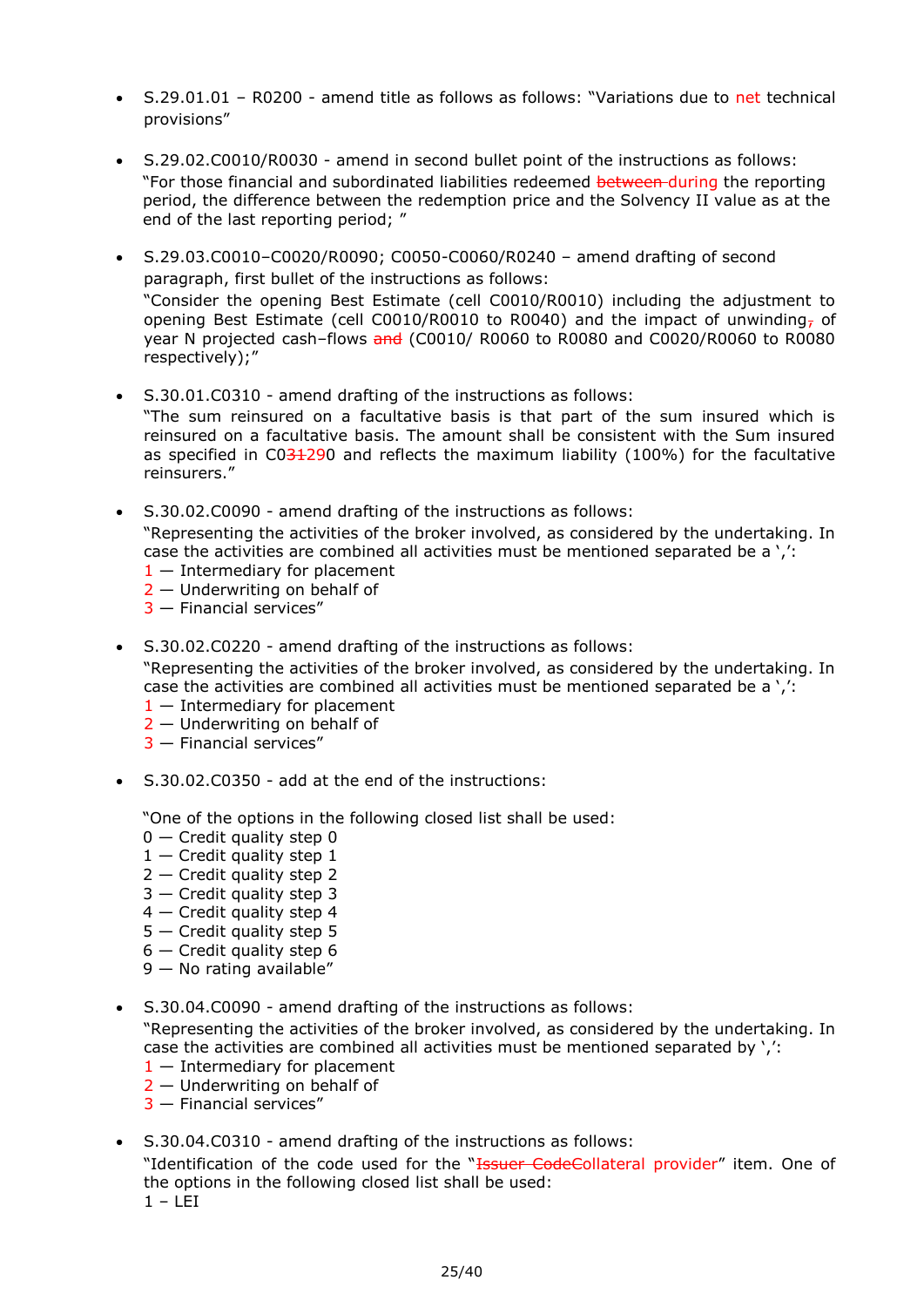- S.29.01.01 – R0200 - amend title as follows as follows: "Variations due to net technical provisions"

- S.29.02.C0010/R0030 - amend in second bullet point of the instructions as follows:
  "For those financial and subordinated liabilities redeemed ~~between~~ during the reporting period, the difference between the redemption price and the Solvency II value as at the end of the last reporting period; "

- S.29.03.C0010–C0020/R0090; C0050-C0060/R0240 – amend drafting of second paragraph, first bullet of the instructions as follows:
  "Consider the opening Best Estimate (cell C0010/R0010) including the adjustment to opening Best Estimate (cell C0010/R0010 to R0040) and the impact of unwinding~~,~~ of year N projected cash–flows ~~and~~ (C0010/ R0060 to R0080 and C0020/R0060 to R0080 respectively);"

- S.30.01.C0310 - amend drafting of the instructions as follows:
  "The sum reinsured on a facultative basis is that part of the sum insured which is reinsured on a facultative basis. The amount shall be consistent with the Sum insured as specified in C0~~31~~290 and reflects the maximum liability (100%) for the facultative reinsurers."

- S.30.02.C0090 - amend drafting of the instructions as follows:
  "Representing the activities of the broker involved, as considered by the undertaking. In case the activities are combined all activities must be mentioned separated be a ',':
  1 — Intermediary for placement
  2 — Underwriting on behalf of
  3 — Financial services"

- S.30.02.C0220 - amend drafting of the instructions as follows:
  "Representing the activities of the broker involved, as considered by the undertaking. In case the activities are combined all activities must be mentioned separated be a ',':
  1 — Intermediary for placement
  2 — Underwriting on behalf of
  3 — Financial services"

- S.30.02.C0350 - add at the end of the instructions:

  "One of the options in the following closed list shall be used:
  0 — Credit quality step 0
  1 — Credit quality step 1
  2 — Credit quality step 2
  3 — Credit quality step 3
  4 — Credit quality step 4
  5 — Credit quality step 5
  6 — Credit quality step 6
  9 — No rating available"

- S.30.04.C0090 - amend drafting of the instructions as follows:
  "Representing the activities of the broker involved, as considered by the undertaking. In case the activities are combined all activities must be mentioned separated by ',':
  1 — Intermediary for placement
  2 — Underwriting on behalf of
  3 — Financial services"

- S.30.04.C0310 - amend drafting of the instructions as follows:
  "Identification of the code used for the "~~Issuer Code~~Collateral provider" item. One of the options in the following closed list shall be used:
  1 – LEI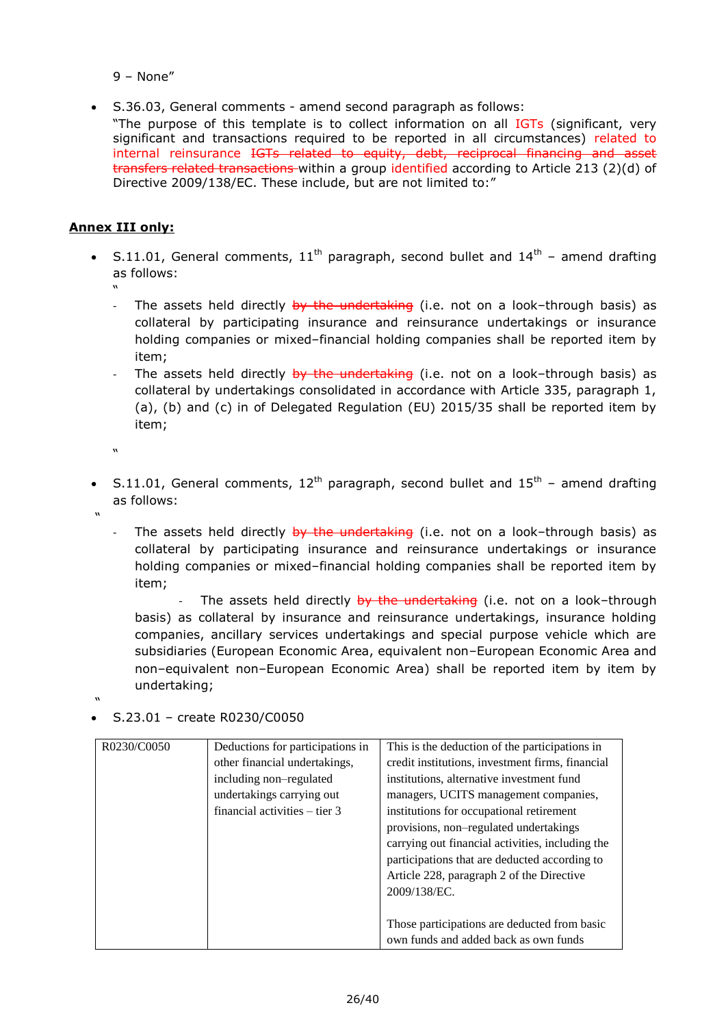9 – None"

- S.36.03, General comments - amend second paragraph as follows:
  "The purpose of this template is to collect information on all IGTs (significant, very significant and transactions required to be reported in all circumstances) related to internal reinsurance ~~IGTs related to equity, debt, reciprocal financing and asset transfers related transactions~~ within a group identified according to Article 213 (2)(d) of Directive 2009/138/EC. These include, but are not limited to:"

**Annex III only:**

- S.11.01, General comments, 11th paragraph, second bullet and 14th – amend drafting as follows:
  "
  - The assets held directly ~~by the undertaking~~ (i.e. not on a look–through basis) as collateral by participating insurance and reinsurance undertakings or insurance holding companies or mixed–financial holding companies shall be reported item by item;
  - The assets held directly ~~by the undertaking~~ (i.e. not on a look–through basis) as collateral by undertakings consolidated in accordance with Article 335, paragraph 1, (a), (b) and (c) in of Delegated Regulation (EU) 2015/35 shall be reported item by item;

  "

- S.11.01, General comments, 12th paragraph, second bullet and 15th – amend drafting as follows:

"
  - The assets held directly ~~by the undertaking~~ (i.e. not on a look–through basis) as collateral by participating insurance and reinsurance undertakings or insurance holding companies or mixed–financial holding companies shall be reported item by item;
  - The assets held directly ~~by the undertaking~~ (i.e. not on a look–through basis) as collateral by insurance and reinsurance undertakings, insurance holding companies, ancillary services undertakings and special purpose vehicle which are subsidiaries (European Economic Area, equivalent non–European Economic Area and non–equivalent non–European Economic Area) shall be reported item by item by undertaking;

"
- S.23.01 – create R0230/C0050

| | | |
|---|---|---|
| R0230/C0050 | Deductions for participations in other financial undertakings, including non–regulated undertakings carrying out financial activities – tier 3 | This is the deduction of the participations in credit institutions, investment firms, financial institutions, alternative investment fund managers, UCITS management companies, institutions for occupational retirement provisions, non–regulated undertakings carrying out financial activities, including the participations that are deducted according to Article 228, paragraph 2 of the Directive 2009/138/EC.<br><br>Those participations are deducted from basic own funds and added back as own funds |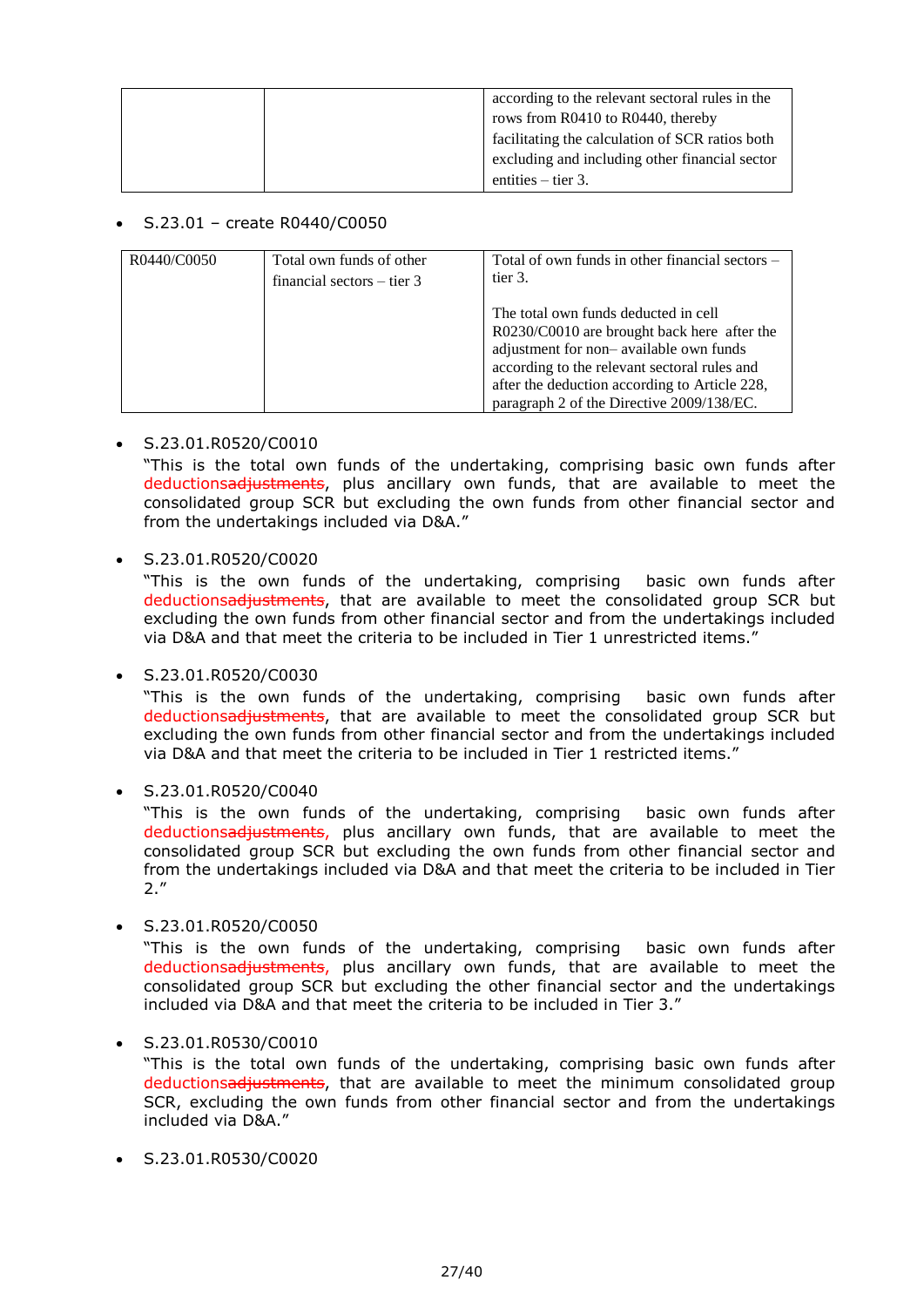| | | according to the relevant sectoral rules in the rows from R0410 to R0440, thereby facilitating the calculation of SCR ratios both excluding and including other financial sector entities – tier 3. |
|---|---|---|

- S.23.01 – create R0440/C0050

| R0440/C0050 | Total own funds of other financial sectors – tier 3 | Total of own funds in other financial sectors – tier 3.<br><br>The total own funds deducted in cell R0230/C0010 are brought back here after the adjustment for non– available own funds according to the relevant sectoral rules and after the deduction according to Article 228, paragraph 2 of the Directive 2009/138/EC. |
|---|---|---|

- S.23.01.R0520/C0010
  "This is the total own funds of the undertaking, comprising basic own funds after deductions~~adjustments~~, plus ancillary own funds, that are available to meet the consolidated group SCR but excluding the own funds from other financial sector and from the undertakings included via D&A."

- S.23.01.R0520/C0020
  "This is the own funds of the undertaking, comprising basic own funds after deductions~~adjustments~~, that are available to meet the consolidated group SCR but excluding the own funds from other financial sector and from the undertakings included via D&A and that meet the criteria to be included in Tier 1 unrestricted items."

- S.23.01.R0520/C0030
  "This is the own funds of the undertaking, comprising basic own funds after deductions~~adjustments~~, that are available to meet the consolidated group SCR but excluding the own funds from other financial sector and from the undertakings included via D&A and that meet the criteria to be included in Tier 1 restricted items."

- S.23.01.R0520/C0040
  "This is the own funds of the undertaking, comprising basic own funds after deductions~~adjustments~~, plus ancillary own funds, that are available to meet the consolidated group SCR but excluding the own funds from other financial sector and from the undertakings included via D&A and that meet the criteria to be included in Tier 2."

- S.23.01.R0520/C0050
  "This is the own funds of the undertaking, comprising basic own funds after deductions~~adjustments~~, plus ancillary own funds, that are available to meet the consolidated group SCR but excluding the other financial sector and the undertakings included via D&A and that meet the criteria to be included in Tier 3."

- S.23.01.R0530/C0010
  "This is the total own funds of the undertaking, comprising basic own funds after deductions~~adjustments~~, that are available to meet the minimum consolidated group SCR, excluding the own funds from other financial sector and from the undertakings included via D&A."

- S.23.01.R0530/C0020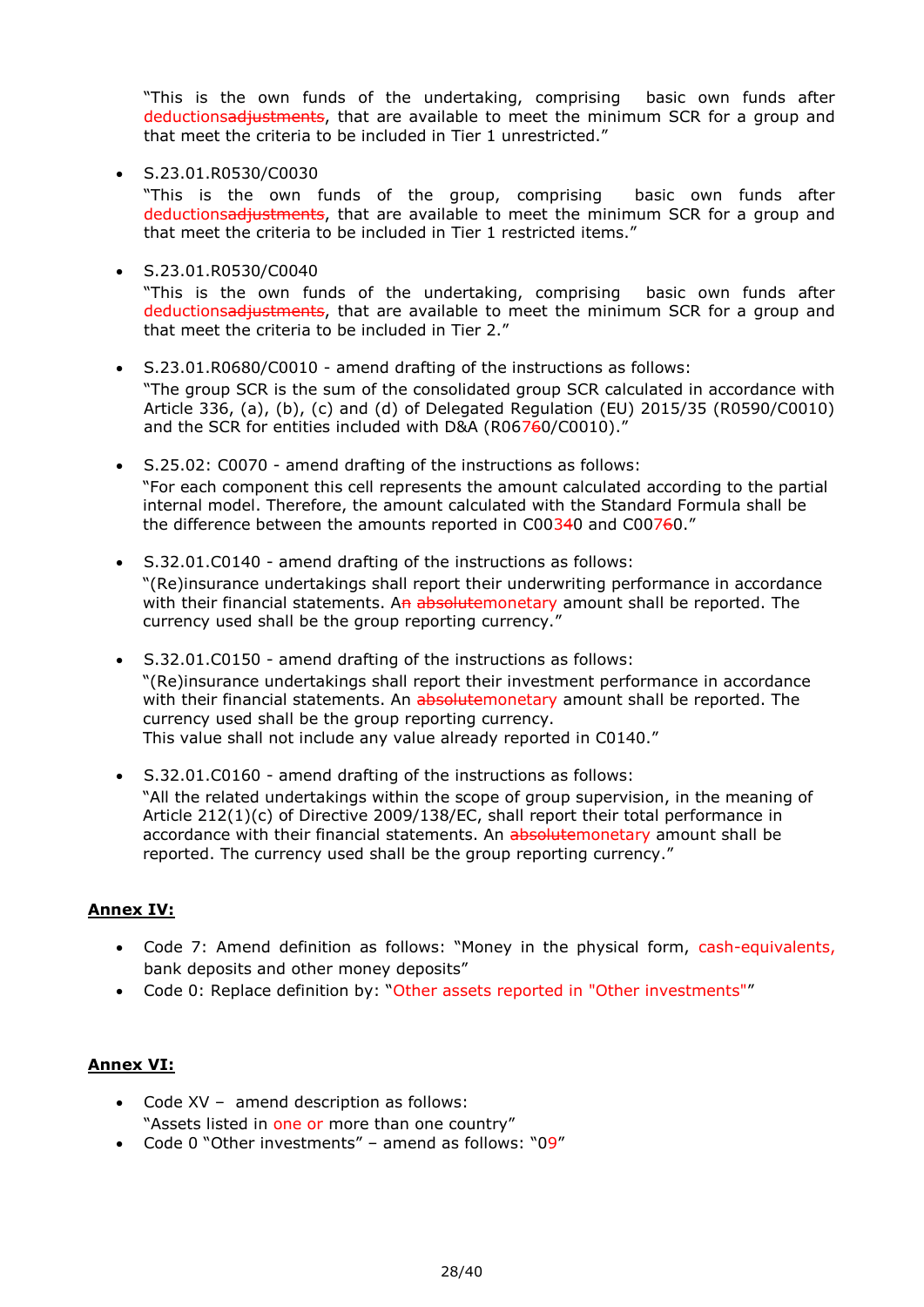"This is the own funds of the undertaking, comprising basic own funds after deductions~~adjustments~~, that are available to meet the minimum SCR for a group and that meet the criteria to be included in Tier 1 unrestricted."

- S.23.01.R0530/C0030

  "This is the own funds of the group, comprising basic own funds after deductions~~adjustments~~, that are available to meet the minimum SCR for a group and that meet the criteria to be included in Tier 1 restricted items."

- S.23.01.R0530/C0040

  "This is the own funds of the undertaking, comprising basic own funds after deductions~~adjustments~~, that are available to meet the minimum SCR for a group and that meet the criteria to be included in Tier 2."

- S.23.01.R0680/C0010 - amend drafting of the instructions as follows:

  "The group SCR is the sum of the consolidated group SCR calculated in accordance with Article 336, (a), (b), (c) and (d) of Delegated Regulation (EU) 2015/35 (R0590/C0010) and the SCR for entities included with D&A (R067~~6~~0/C0010)."

- S.25.02: C0070 - amend drafting of the instructions as follows:

  "For each component this cell represents the amount calculated according to the partial internal model. Therefore, the amount calculated with the Standard Formula shall be the difference between the amounts reported in C003~~4~~0 and C007~~6~~0."

- S.32.01.C0140 - amend drafting of the instructions as follows:

  "(Re)insurance undertakings shall report their underwriting performance in accordance with their financial statements. A~~n~~ ~~absolute~~monetary amount shall be reported. The currency used shall be the group reporting currency."

- S.32.01.C0150 - amend drafting of the instructions as follows:

  "(Re)insurance undertakings shall report their investment performance in accordance with their financial statements. An ~~absolute~~monetary amount shall be reported. The currency used shall be the group reporting currency.
  This value shall not include any value already reported in C0140."

- S.32.01.C0160 - amend drafting of the instructions as follows:

  "All the related undertakings within the scope of group supervision, in the meaning of Article 212(1)(c) of Directive 2009/138/EC, shall report their total performance in accordance with their financial statements. An ~~absolute~~monetary amount shall be reported. The currency used shall be the group reporting currency."

**Annex IV:**

- Code 7: Amend definition as follows: "Money in the physical form, cash-equivalents, bank deposits and other money deposits"
- Code 0: Replace definition by: "Other assets reported in "Other investments""

**Annex VI:**

- Code XV – amend description as follows:
  "Assets listed in one or more than one country"
- Code 0 "Other investments" – amend as follows: "09"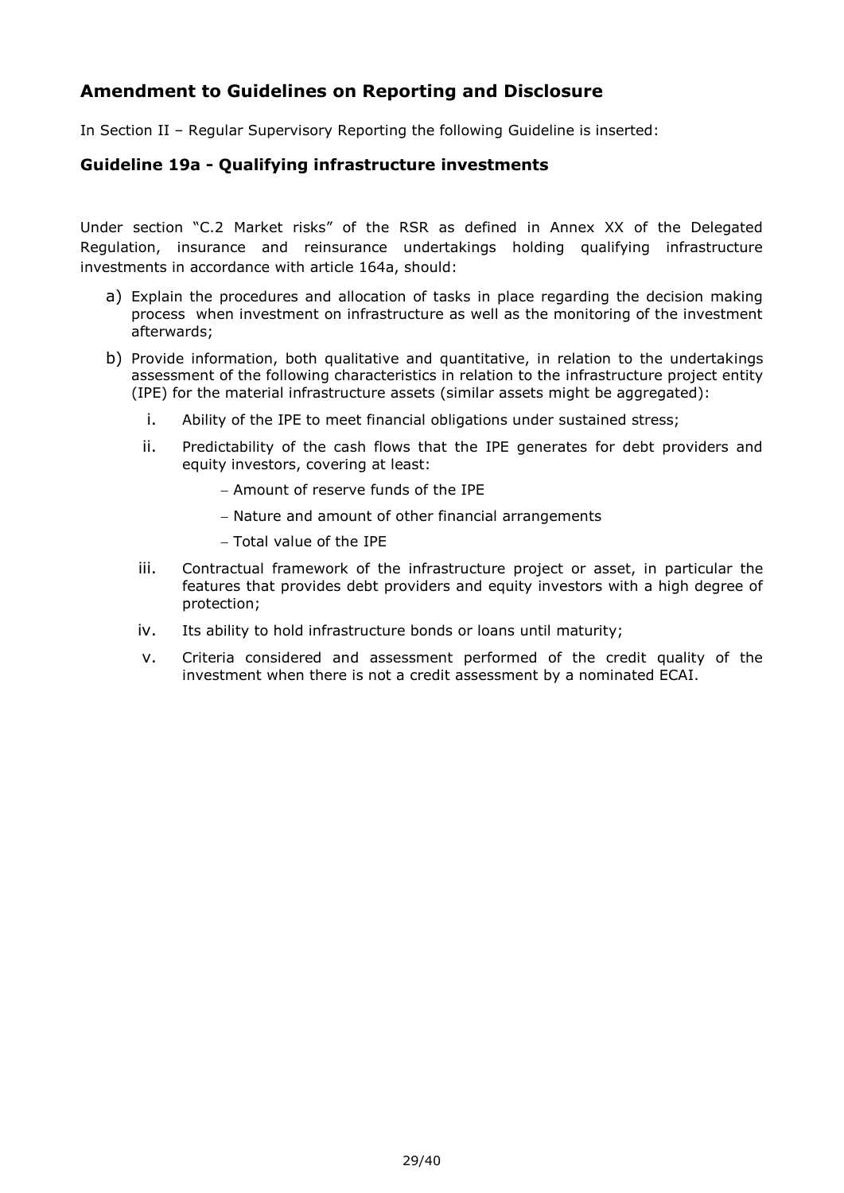## Amendment to Guidelines on Reporting and Disclosure

In Section II – Regular Supervisory Reporting the following Guideline is inserted:

### Guideline 19a - Qualifying infrastructure investments

Under section "C.2 Market risks" of the RSR as defined in Annex XX of the Delegated Regulation, insurance and reinsurance undertakings holding qualifying infrastructure investments in accordance with article 164a, should:

a) Explain the procedures and allocation of tasks in place regarding the decision making process when investment on infrastructure as well as the monitoring of the investment afterwards;

b) Provide information, both qualitative and quantitative, in relation to the undertakings assessment of the following characteristics in relation to the infrastructure project entity (IPE) for the material infrastructure assets (similar assets might be aggregated):

   i. Ability of the IPE to meet financial obligations under sustained stress;

   ii. Predictability of the cash flows that the IPE generates for debt providers and equity investors, covering at least:

      - Amount of reserve funds of the IPE
      - Nature and amount of other financial arrangements
      - Total value of the IPE

   iii. Contractual framework of the infrastructure project or asset, in particular the features that provides debt providers and equity investors with a high degree of protection;

   iv. Its ability to hold infrastructure bonds or loans until maturity;

   v. Criteria considered and assessment performed of the credit quality of the investment when there is not a credit assessment by a nominated ECAI.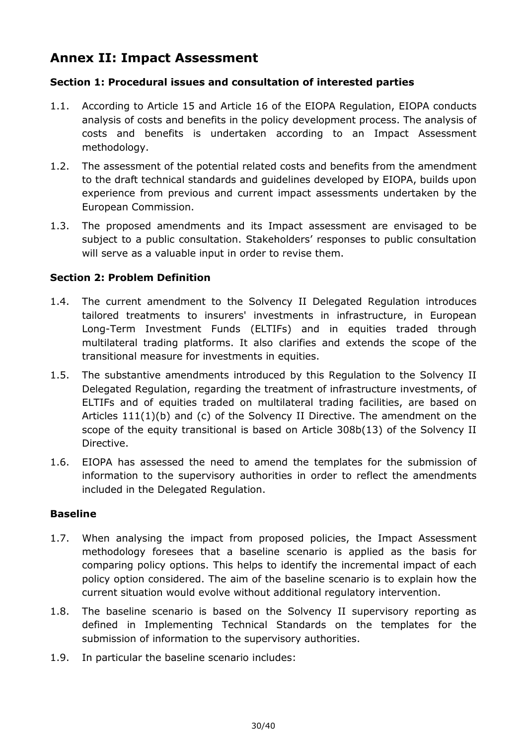## Annex II: Impact Assessment

### Section 1: Procedural issues and consultation of interested parties

1.1. According to Article 15 and Article 16 of the EIOPA Regulation, EIOPA conducts analysis of costs and benefits in the policy development process. The analysis of costs and benefits is undertaken according to an Impact Assessment methodology.

1.2. The assessment of the potential related costs and benefits from the amendment to the draft technical standards and guidelines developed by EIOPA, builds upon experience from previous and current impact assessments undertaken by the European Commission.

1.3. The proposed amendments and its Impact assessment are envisaged to be subject to a public consultation. Stakeholders' responses to public consultation will serve as a valuable input in order to revise them.

### Section 2: Problem Definition

1.4. The current amendment to the Solvency II Delegated Regulation introduces tailored treatments to insurers' investments in infrastructure, in European Long-Term Investment Funds (ELTIFs) and in equities traded through multilateral trading platforms. It also clarifies and extends the scope of the transitional measure for investments in equities.

1.5. The substantive amendments introduced by this Regulation to the Solvency II Delegated Regulation, regarding the treatment of infrastructure investments, of ELTIFs and of equities traded on multilateral trading facilities, are based on Articles 111(1)(b) and (c) of the Solvency II Directive. The amendment on the scope of the equity transitional is based on Article 308b(13) of the Solvency II Directive.

1.6. EIOPA has assessed the need to amend the templates for the submission of information to the supervisory authorities in order to reflect the amendments included in the Delegated Regulation.

### Baseline

1.7. When analysing the impact from proposed policies, the Impact Assessment methodology foresees that a baseline scenario is applied as the basis for comparing policy options. This helps to identify the incremental impact of each policy option considered. The aim of the baseline scenario is to explain how the current situation would evolve without additional regulatory intervention.

1.8. The baseline scenario is based on the Solvency II supervisory reporting as defined in Implementing Technical Standards on the templates for the submission of information to the supervisory authorities.

1.9. In particular the baseline scenario includes: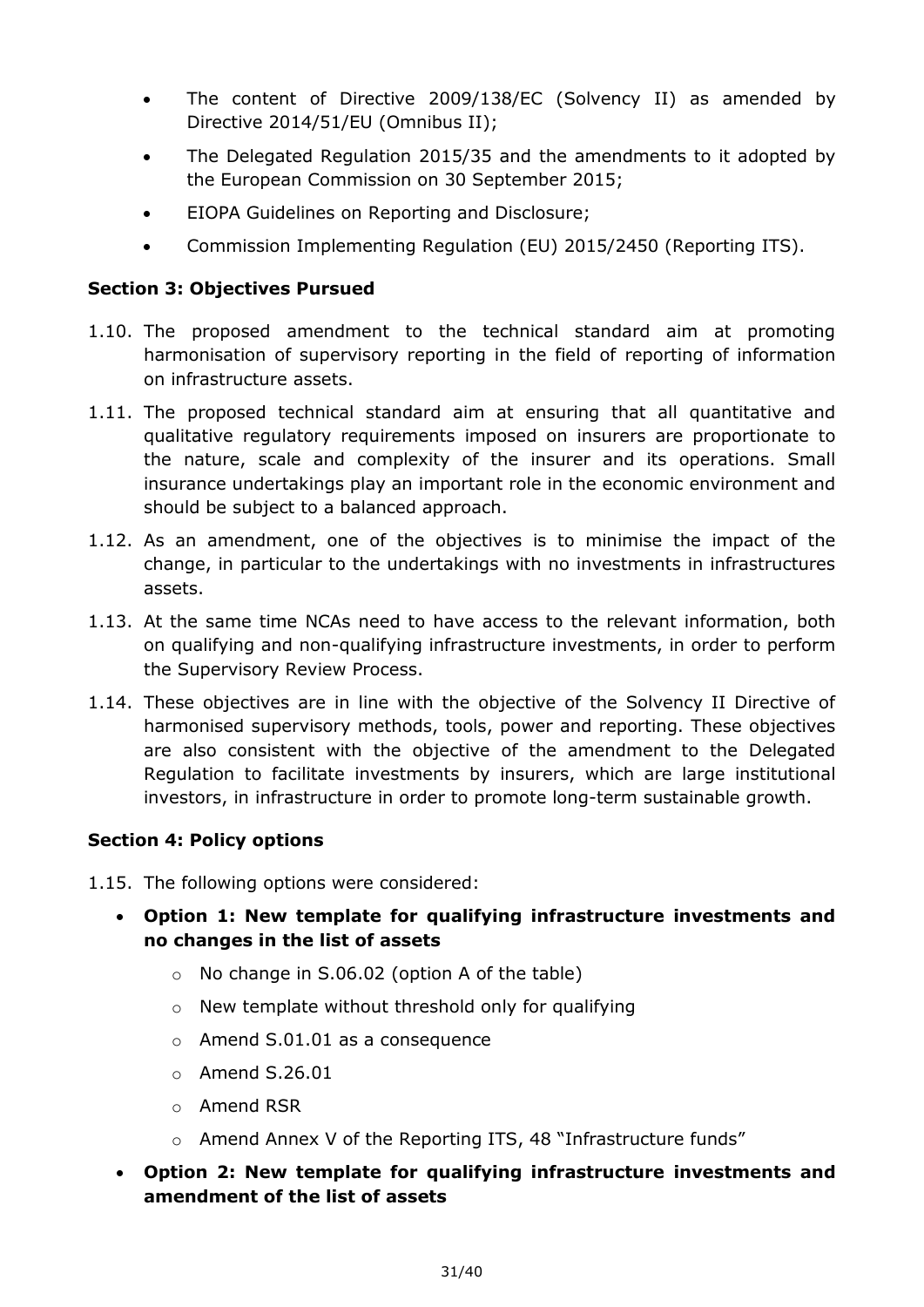- The content of Directive 2009/138/EC (Solvency II) as amended by Directive 2014/51/EU (Omnibus II);
- The Delegated Regulation 2015/35 and the amendments to it adopted by the European Commission on 30 September 2015;
- EIOPA Guidelines on Reporting and Disclosure;
- Commission Implementing Regulation (EU) 2015/2450 (Reporting ITS).

**Section 3: Objectives Pursued**

1.10. The proposed amendment to the technical standard aim at promoting harmonisation of supervisory reporting in the field of reporting of information on infrastructure assets.

1.11. The proposed technical standard aim at ensuring that all quantitative and qualitative regulatory requirements imposed on insurers are proportionate to the nature, scale and complexity of the insurer and its operations. Small insurance undertakings play an important role in the economic environment and should be subject to a balanced approach.

1.12. As an amendment, one of the objectives is to minimise the impact of the change, in particular to the undertakings with no investments in infrastructures assets.

1.13. At the same time NCAs need to have access to the relevant information, both on qualifying and non-qualifying infrastructure investments, in order to perform the Supervisory Review Process.

1.14. These objectives are in line with the objective of the Solvency II Directive of harmonised supervisory methods, tools, power and reporting. These objectives are also consistent with the objective of the amendment to the Delegated Regulation to facilitate investments by insurers, which are large institutional investors, in infrastructure in order to promote long-term sustainable growth.

**Section 4: Policy options**

1.15. The following options were considered:

- **Option 1: New template for qualifying infrastructure investments and no changes in the list of assets**
  - No change in S.06.02 (option A of the table)
  - New template without threshold only for qualifying
  - Amend S.01.01 as a consequence
  - Amend S.26.01
  - Amend RSR
  - Amend Annex V of the Reporting ITS, 48 "Infrastructure funds"
- **Option 2: New template for qualifying infrastructure investments and amendment of the list of assets**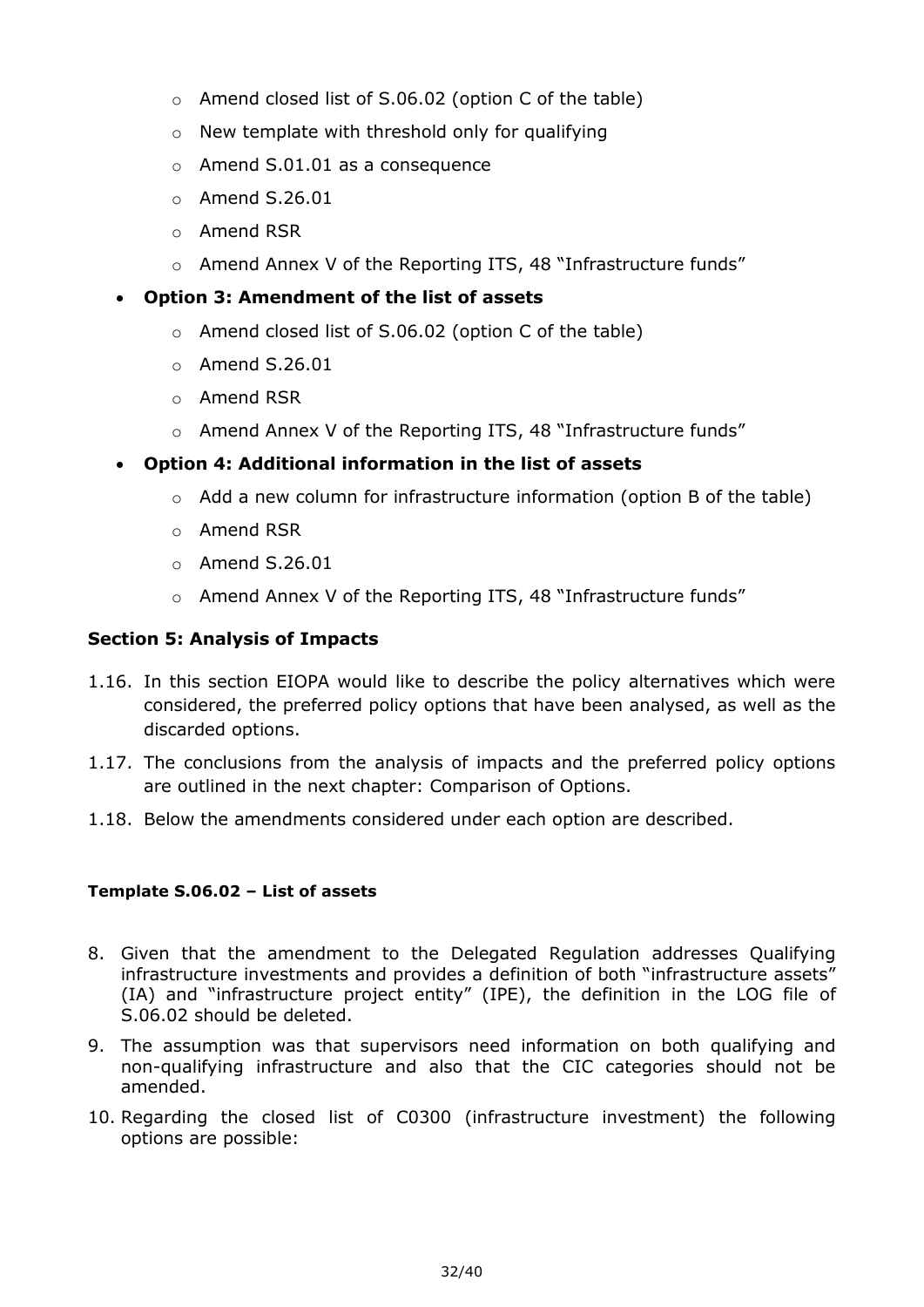- Amend closed list of S.06.02 (option C of the table)
  - New template with threshold only for qualifying
  - Amend S.01.01 as a consequence
  - Amend S.26.01
  - Amend RSR
  - Amend Annex V of the Reporting ITS, 48 "Infrastructure funds"

- **Option 3: Amendment of the list of assets**
  - Amend closed list of S.06.02 (option C of the table)
  - Amend S.26.01
  - Amend RSR
  - Amend Annex V of the Reporting ITS, 48 "Infrastructure funds"

- **Option 4: Additional information in the list of assets**
  - Add a new column for infrastructure information (option B of the table)
  - Amend RSR
  - Amend S.26.01
  - Amend Annex V of the Reporting ITS, 48 "Infrastructure funds"

## Section 5: Analysis of Impacts

1.16. In this section EIOPA would like to describe the policy alternatives which were considered, the preferred policy options that have been analysed, as well as the discarded options.

1.17. The conclusions from the analysis of impacts and the preferred policy options are outlined in the next chapter: Comparison of Options.

1.18. Below the amendments considered under each option are described.

#### Template S.06.02 – List of assets

8. Given that the amendment to the Delegated Regulation addresses Qualifying infrastructure investments and provides a definition of both "infrastructure assets" (IA) and "infrastructure project entity" (IPE), the definition in the LOG file of S.06.02 should be deleted.

9. The assumption was that supervisors need information on both qualifying and non-qualifying infrastructure and also that the CIC categories should not be amended.

10. Regarding the closed list of C0300 (infrastructure investment) the following options are possible: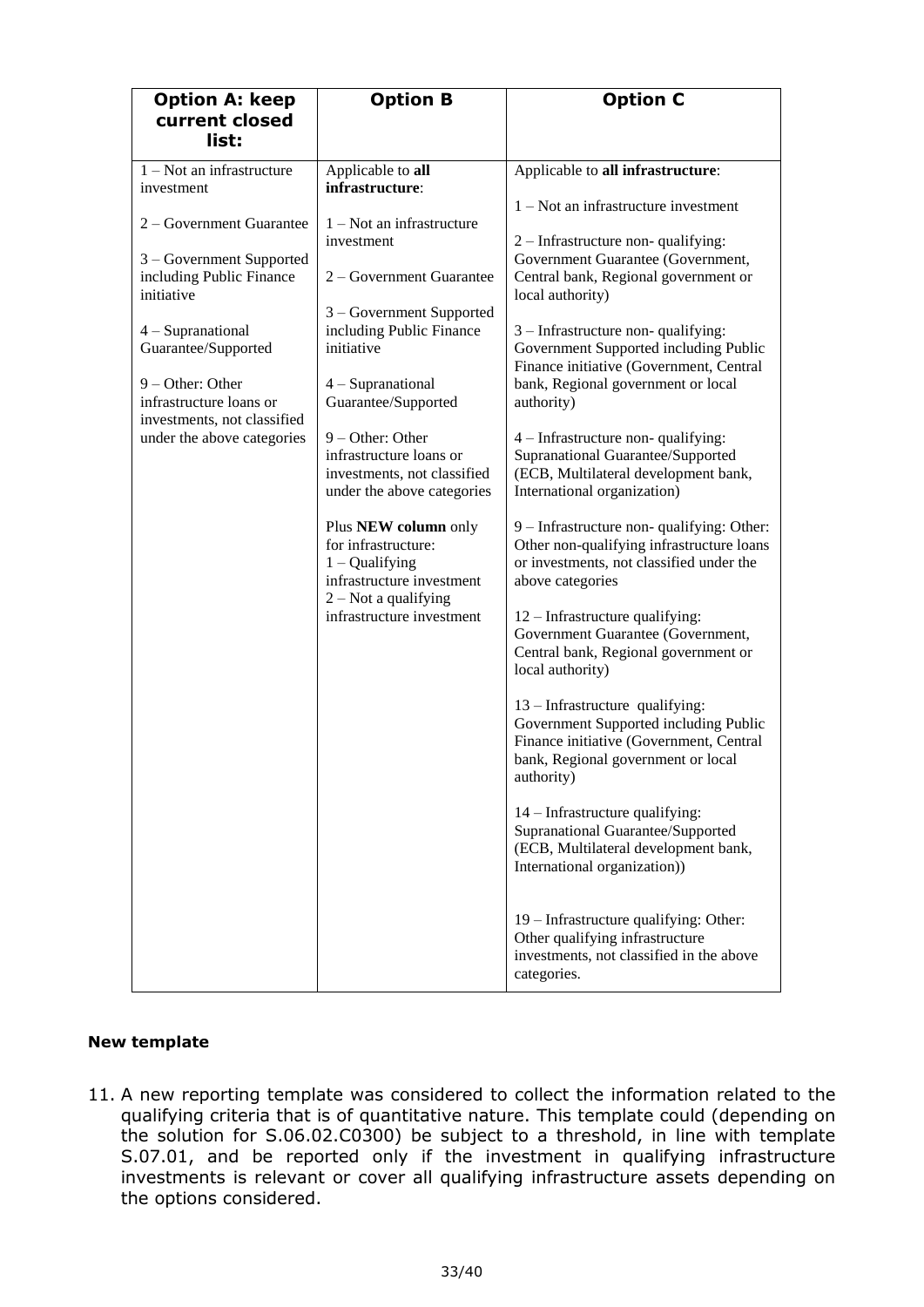| **Option A: keep current closed list:** | **Option B** | **Option C** |
|---|---|---|
| 1 – Not an infrastructure investment<br><br>2 – Government Guarantee<br><br>3 – Government Supported including Public Finance initiative<br><br>4 – Supranational Guarantee/Supported<br><br>9 – Other: Other infrastructure loans or investments, not classified under the above categories | Applicable to **all infrastructure**:<br><br>1 – Not an infrastructure investment<br><br>2 – Government Guarantee<br><br>3 – Government Supported including Public Finance initiative<br><br>4 – Supranational Guarantee/Supported<br><br>9 – Other: Other infrastructure loans or investments, not classified under the above categories<br><br>Plus **NEW column** only for infrastructure:<br>1 – Qualifying infrastructure investment<br>2 – Not a qualifying infrastructure investment | Applicable to **all infrastructure**:<br><br>1 – Not an infrastructure investment<br><br>2 – Infrastructure non- qualifying: Government Guarantee (Government, Central bank, Regional government or local authority)<br><br>3 – Infrastructure non- qualifying: Government Supported including Public Finance initiative (Government, Central bank, Regional government or local authority)<br><br>4 – Infrastructure non- qualifying: Supranational Guarantee/Supported (ECB, Multilateral development bank, International organization)<br><br>9 – Infrastructure non- qualifying: Other: Other non-qualifying infrastructure loans or investments, not classified under the above categories<br><br>12 – Infrastructure qualifying: Government Guarantee (Government, Central bank, Regional government or local authority)<br><br>13 – Infrastructure qualifying: Government Supported including Public Finance initiative (Government, Central bank, Regional government or local authority)<br><br>14 – Infrastructure qualifying: Supranational Guarantee/Supported (ECB, Multilateral development bank, International organization))<br><br>19 – Infrastructure qualifying: Other: Other qualifying infrastructure investments, not classified in the above categories. |

**New template**

11. A new reporting template was considered to collect the information related to the qualifying criteria that is of quantitative nature. This template could (depending on the solution for S.06.02.C0300) be subject to a threshold, in line with template S.07.01, and be reported only if the investment in qualifying infrastructure investments is relevant or cover all qualifying infrastructure assets depending on the options considered.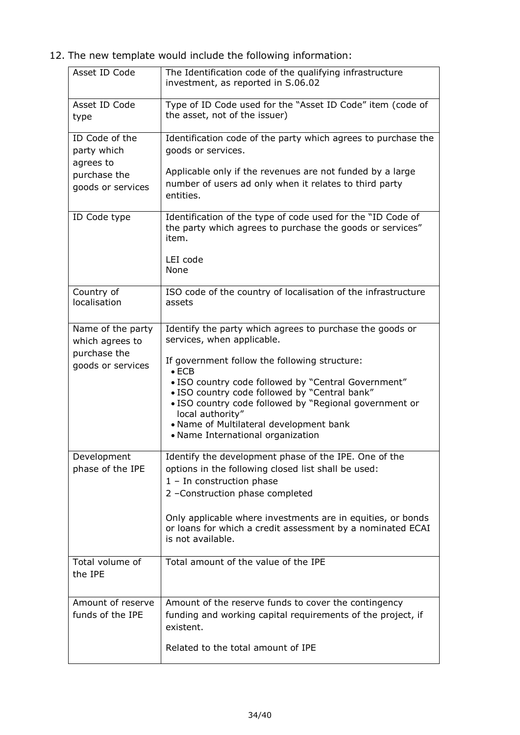12. The new template would include the following information:

| | |
|---|---|
| Asset ID Code | The Identification code of the qualifying infrastructure investment, as reported in S.06.02 |
| Asset ID Code type | Type of ID Code used for the "Asset ID Code" item (code of the asset, not of the issuer) |
| ID Code of the party which agrees to purchase the goods or services | Identification code of the party which agrees to purchase the goods or services.<br><br>Applicable only if the revenues are not funded by a large number of users ad only when it relates to third party entities. |
| ID Code type | Identification of the type of code used for the "ID Code of the party which agrees to purchase the goods or services" item.<br><br>LEI code<br>None |
| Country of localisation | ISO code of the country of localisation of the infrastructure assets |
| Name of the party which agrees to purchase the goods or services | Identify the party which agrees to purchase the goods or services, when applicable.<br><br>If government follow the following structure:<br>• ECB<br>• ISO country code followed by "Central Government"<br>• ISO country code followed by "Central bank"<br>• ISO country code followed by "Regional government or local authority"<br>• Name of Multilateral development bank<br>• Name International organization |
| Development phase of the IPE | Identify the development phase of the IPE. One of the options in the following closed list shall be used:<br>1 – In construction phase<br>2 –Construction phase completed<br><br>Only applicable where investments are in equities, or bonds or loans for which a credit assessment by a nominated ECAI is not available. |
| Total volume of the IPE | Total amount of the value of the IPE |
| Amount of reserve funds of the IPE | Amount of the reserve funds to cover the contingency funding and working capital requirements of the project, if existent.<br><br>Related to the total amount of IPE |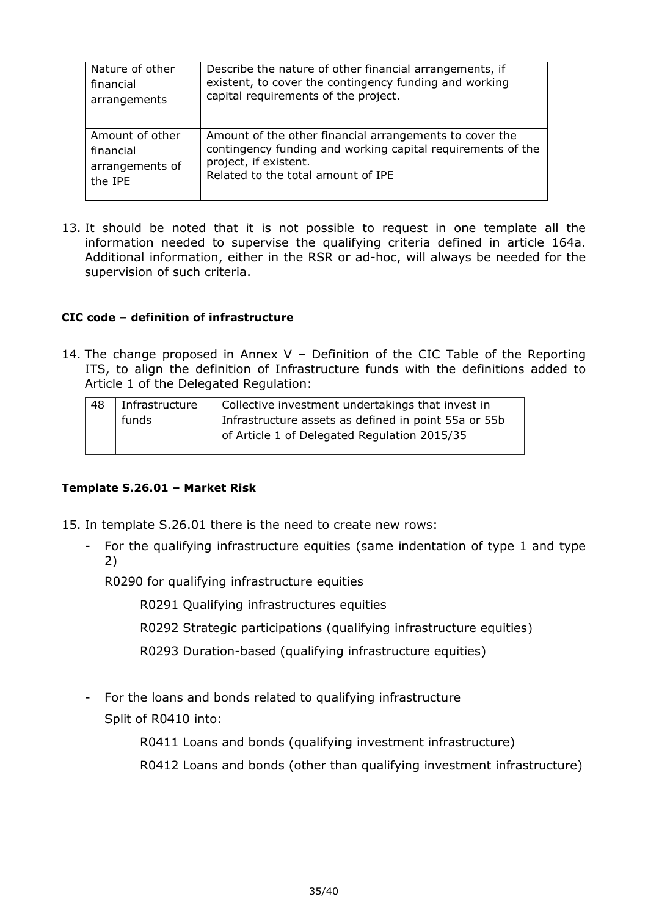| Nature of other financial arrangements | Describe the nature of other financial arrangements, if existent, to cover the contingency funding and working capital requirements of the project. |
|---|---|
| Amount of other financial arrangements of the IPE | Amount of the other financial arrangements to cover the contingency funding and working capital requirements of the project, if existent.<br>Related to the total amount of IPE |

13. It should be noted that it is not possible to request in one template all the information needed to supervise the qualifying criteria defined in article 164a. Additional information, either in the RSR or ad-hoc, will always be needed for the supervision of such criteria.

**CIC code – definition of infrastructure**

14. The change proposed in Annex V – Definition of the CIC Table of the Reporting ITS, to align the definition of Infrastructure funds with the definitions added to Article 1 of the Delegated Regulation:

| 48 | Infrastructure funds | Collective investment undertakings that invest in Infrastructure assets as defined in point 55a or 55b of Article 1 of Delegated Regulation 2015/35 |
|---|---|---|

**Template S.26.01 – Market Risk**

15. In template S.26.01 there is the need to create new rows:

- For the qualifying infrastructure equities (same indentation of type 1 and type 2)

  R0290 for qualifying infrastructure equities

  R0291 Qualifying infrastructures equities

  R0292 Strategic participations (qualifying infrastructure equities)

  R0293 Duration-based (qualifying infrastructure equities)

- For the loans and bonds related to qualifying infrastructure

  Split of R0410 into:

  R0411 Loans and bonds (qualifying investment infrastructure)

  R0412 Loans and bonds (other than qualifying investment infrastructure)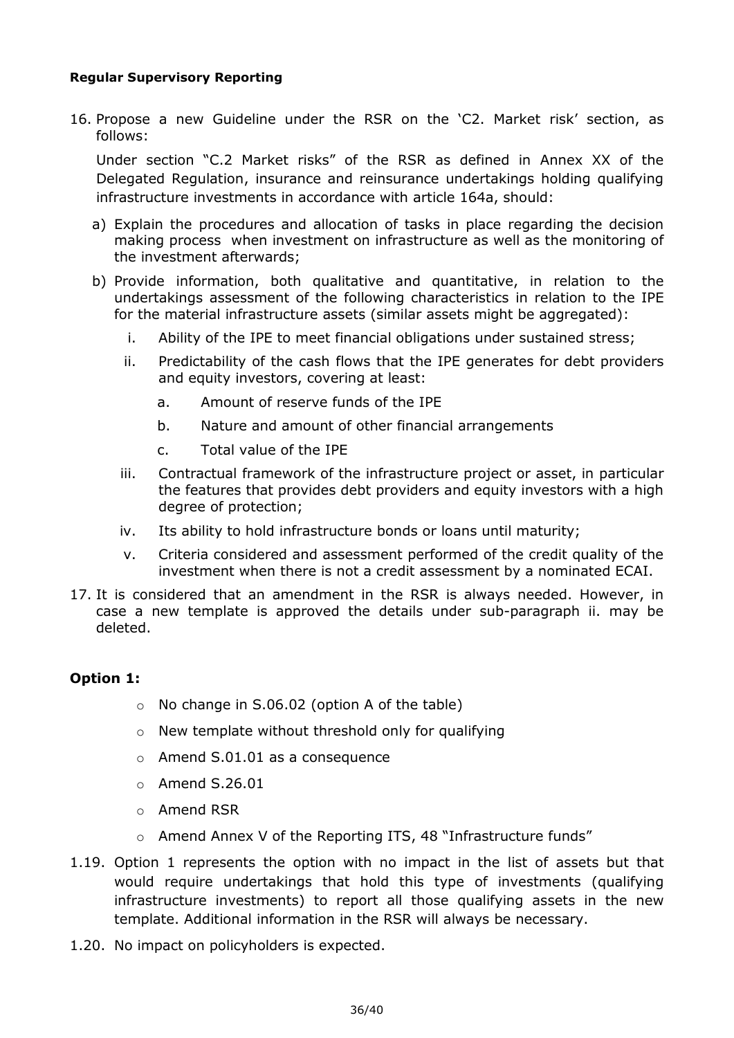**Regular Supervisory Reporting**

16. Propose a new Guideline under the RSR on the 'C2. Market risk' section, as follows:

    Under section "C.2 Market risks" of the RSR as defined in Annex XX of the Delegated Regulation, insurance and reinsurance undertakings holding qualifying infrastructure investments in accordance with article 164a, should:

    a) Explain the procedures and allocation of tasks in place regarding the decision making process when investment on infrastructure as well as the monitoring of the investment afterwards;

    b) Provide information, both qualitative and quantitative, in relation to the undertakings assessment of the following characteristics in relation to the IPE for the material infrastructure assets (similar assets might be aggregated):

       i. Ability of the IPE to meet financial obligations under sustained stress;

       ii. Predictability of the cash flows that the IPE generates for debt providers and equity investors, covering at least:

          a. Amount of reserve funds of the IPE

          b. Nature and amount of other financial arrangements

          c. Total value of the IPE

       iii. Contractual framework of the infrastructure project or asset, in particular the features that provides debt providers and equity investors with a high degree of protection;

       iv. Its ability to hold infrastructure bonds or loans until maturity;

       v. Criteria considered and assessment performed of the credit quality of the investment when there is not a credit assessment by a nominated ECAI.

17. It is considered that an amendment in the RSR is always needed. However, in case a new template is approved the details under sub-paragraph ii. may be deleted.

**Option 1:**

- No change in S.06.02 (option A of the table)
- New template without threshold only for qualifying
- Amend S.01.01 as a consequence
- Amend S.26.01
- Amend RSR
- Amend Annex V of the Reporting ITS, 48 "Infrastructure funds"

1.19. Option 1 represents the option with no impact in the list of assets but that would require undertakings that hold this type of investments (qualifying infrastructure investments) to report all those qualifying assets in the new template. Additional information in the RSR will always be necessary.

1.20. No impact on policyholders is expected.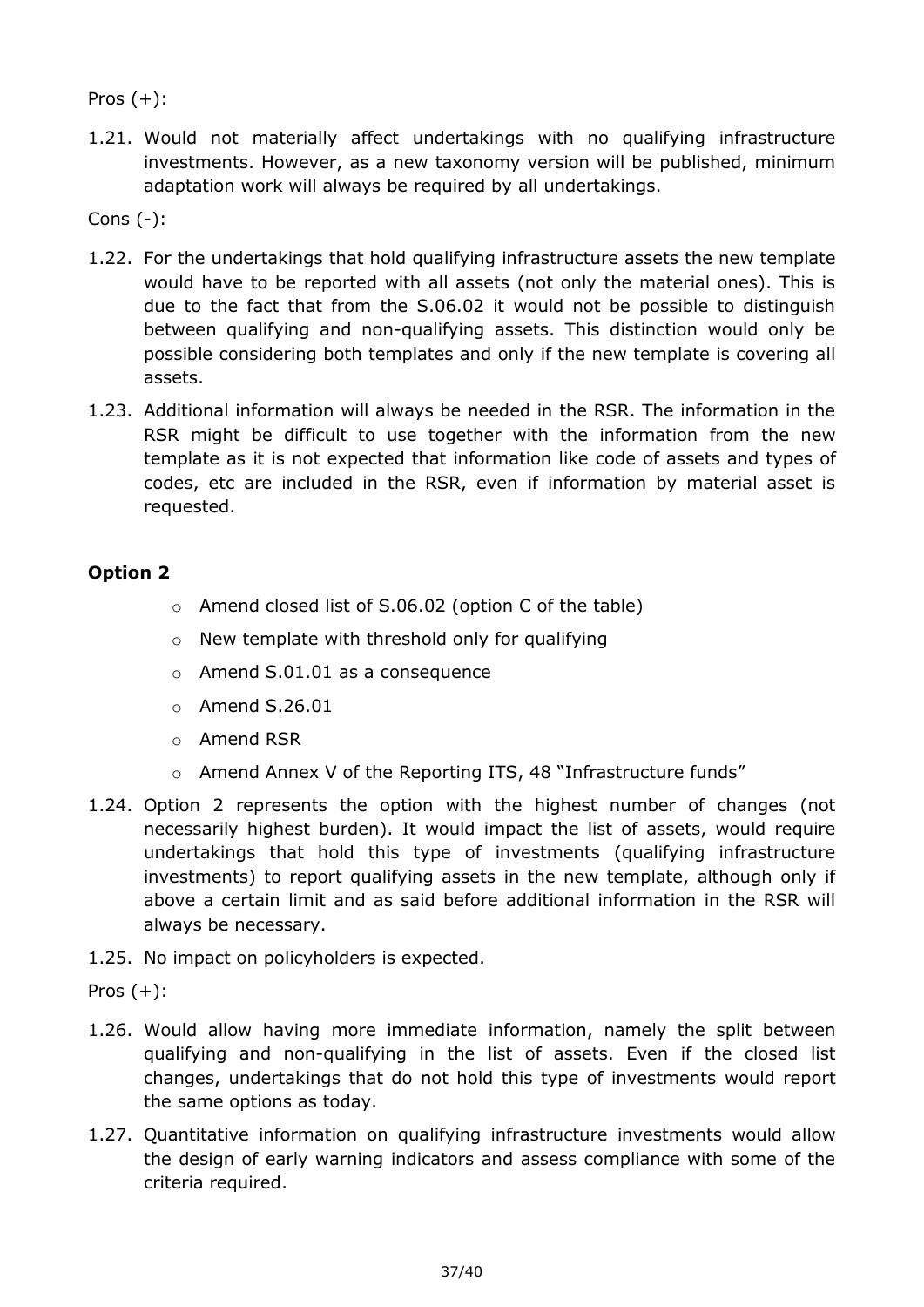Pros (+):

1.21. Would not materially affect undertakings with no qualifying infrastructure investments. However, as a new taxonomy version will be published, minimum adaptation work will always be required by all undertakings.

Cons (-):

1.22. For the undertakings that hold qualifying infrastructure assets the new template would have to be reported with all assets (not only the material ones). This is due to the fact that from the S.06.02 it would not be possible to distinguish between qualifying and non-qualifying assets. This distinction would only be possible considering both templates and only if the new template is covering all assets.

1.23. Additional information will always be needed in the RSR. The information in the RSR might be difficult to use together with the information from the new template as it is not expected that information like code of assets and types of codes, etc are included in the RSR, even if information by material asset is requested.

**Option 2**

- Amend closed list of S.06.02 (option C of the table)
- New template with threshold only for qualifying
- Amend S.01.01 as a consequence
- Amend S.26.01
- Amend RSR
- Amend Annex V of the Reporting ITS, 48 "Infrastructure funds"

1.24. Option 2 represents the option with the highest number of changes (not necessarily highest burden). It would impact the list of assets, would require undertakings that hold this type of investments (qualifying infrastructure investments) to report qualifying assets in the new template, although only if above a certain limit and as said before additional information in the RSR will always be necessary.

1.25. No impact on policyholders is expected.

Pros (+):

1.26. Would allow having more immediate information, namely the split between qualifying and non-qualifying in the list of assets. Even if the closed list changes, undertakings that do not hold this type of investments would report the same options as today.

1.27. Quantitative information on qualifying infrastructure investments would allow the design of early warning indicators and assess compliance with some of the criteria required.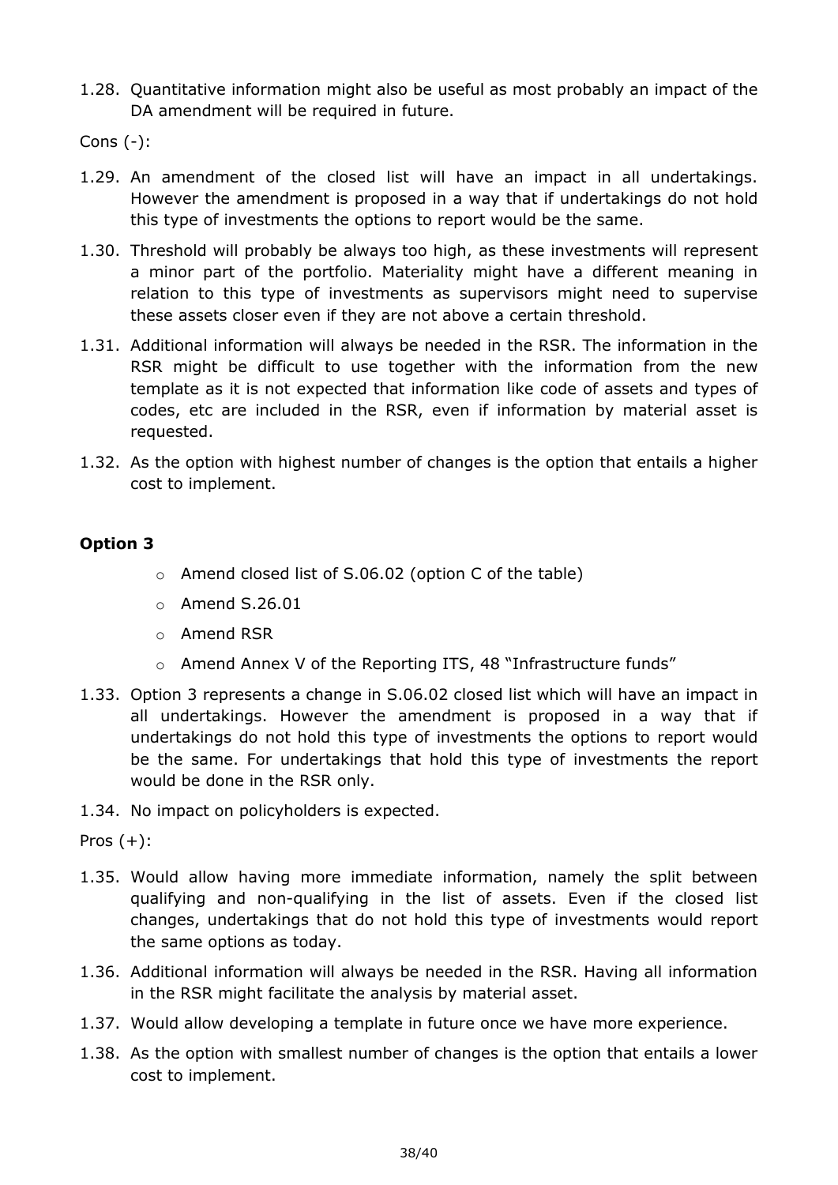1.28. Quantitative information might also be useful as most probably an impact of the DA amendment will be required in future.

Cons (-):

1.29. An amendment of the closed list will have an impact in all undertakings. However the amendment is proposed in a way that if undertakings do not hold this type of investments the options to report would be the same.

1.30. Threshold will probably be always too high, as these investments will represent a minor part of the portfolio. Materiality might have a different meaning in relation to this type of investments as supervisors might need to supervise these assets closer even if they are not above a certain threshold.

1.31. Additional information will always be needed in the RSR. The information in the RSR might be difficult to use together with the information from the new template as it is not expected that information like code of assets and types of codes, etc are included in the RSR, even if information by material asset is requested.

1.32. As the option with highest number of changes is the option that entails a higher cost to implement.

**Option 3**

- Amend closed list of S.06.02 (option C of the table)
- Amend S.26.01
- Amend RSR
- Amend Annex V of the Reporting ITS, 48 "Infrastructure funds"

1.33. Option 3 represents a change in S.06.02 closed list which will have an impact in all undertakings. However the amendment is proposed in a way that if undertakings do not hold this type of investments the options to report would be the same. For undertakings that hold this type of investments the report would be done in the RSR only.

1.34. No impact on policyholders is expected.

Pros (+):

1.35. Would allow having more immediate information, namely the split between qualifying and non-qualifying in the list of assets. Even if the closed list changes, undertakings that do not hold this type of investments would report the same options as today.

1.36. Additional information will always be needed in the RSR. Having all information in the RSR might facilitate the analysis by material asset.

1.37. Would allow developing a template in future once we have more experience.

1.38. As the option with smallest number of changes is the option that entails a lower cost to implement.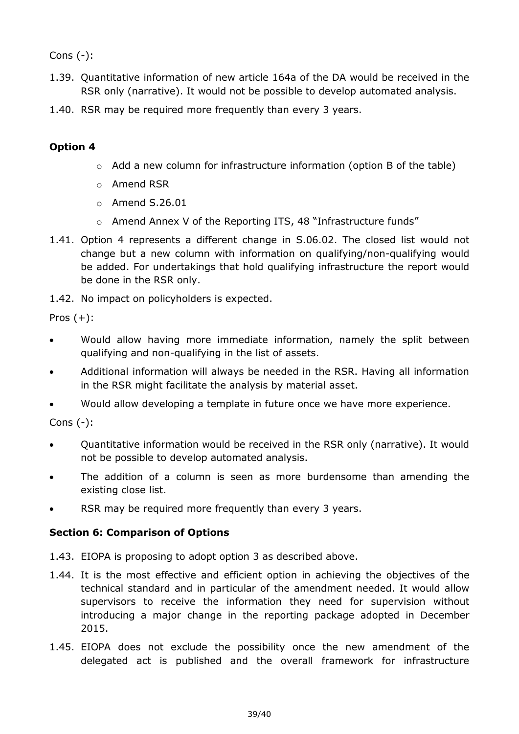Cons (-):

1.39. Quantitative information of new article 164a of the DA would be received in the RSR only (narrative). It would not be possible to develop automated analysis.

1.40. RSR may be required more frequently than every 3 years.

**Option 4**

- Add a new column for infrastructure information (option B of the table)
- Amend RSR
- Amend S.26.01
- Amend Annex V of the Reporting ITS, 48 "Infrastructure funds"

1.41. Option 4 represents a different change in S.06.02. The closed list would not change but a new column with information on qualifying/non-qualifying would be added. For undertakings that hold qualifying infrastructure the report would be done in the RSR only.

1.42. No impact on policyholders is expected.

Pros (+):

- Would allow having more immediate information, namely the split between qualifying and non-qualifying in the list of assets.
- Additional information will always be needed in the RSR. Having all information in the RSR might facilitate the analysis by material asset.
- Would allow developing a template in future once we have more experience.

Cons (-):

- Quantitative information would be received in the RSR only (narrative). It would not be possible to develop automated analysis.
- The addition of a column is seen as more burdensome than amending the existing close list.
- RSR may be required more frequently than every 3 years.

**Section 6: Comparison of Options**

1.43. EIOPA is proposing to adopt option 3 as described above.

1.44. It is the most effective and efficient option in achieving the objectives of the technical standard and in particular of the amendment needed. It would allow supervisors to receive the information they need for supervision without introducing a major change in the reporting package adopted in December 2015.

1.45. EIOPA does not exclude the possibility once the new amendment of the delegated act is published and the overall framework for infrastructure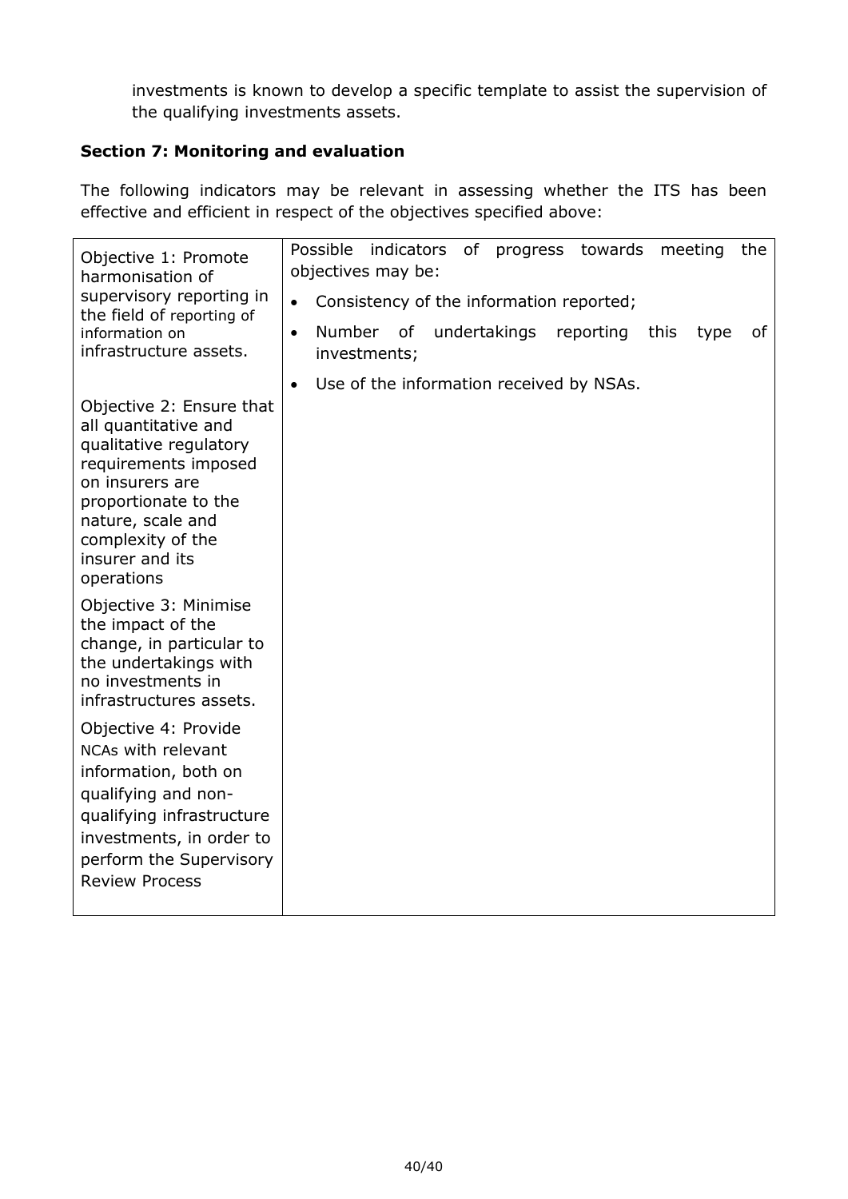investments is known to develop a specific template to assist the supervision of the qualifying investments assets.

**Section 7: Monitoring and evaluation**

The following indicators may be relevant in assessing whether the ITS has been effective and efficient in respect of the objectives specified above:

| | |
|---|---|
| Objective 1: Promote harmonisation of supervisory reporting in the field of reporting of information on infrastructure assets.<br><br>Objective 2: Ensure that all quantitative and qualitative regulatory requirements imposed on insurers are proportionate to the nature, scale and complexity of the insurer and its operations<br><br>Objective 3: Minimise the impact of the change, in particular to the undertakings with no investments in infrastructures assets.<br><br>Objective 4: Provide NCAs with relevant information, both on qualifying and non-qualifying infrastructure investments, in order to perform the Supervisory Review Process | Possible indicators of progress towards meeting the objectives may be:<br><br>• Consistency of the information reported;<br>• Number of undertakings reporting this type of investments;<br>• Use of the information received by NSAs. |